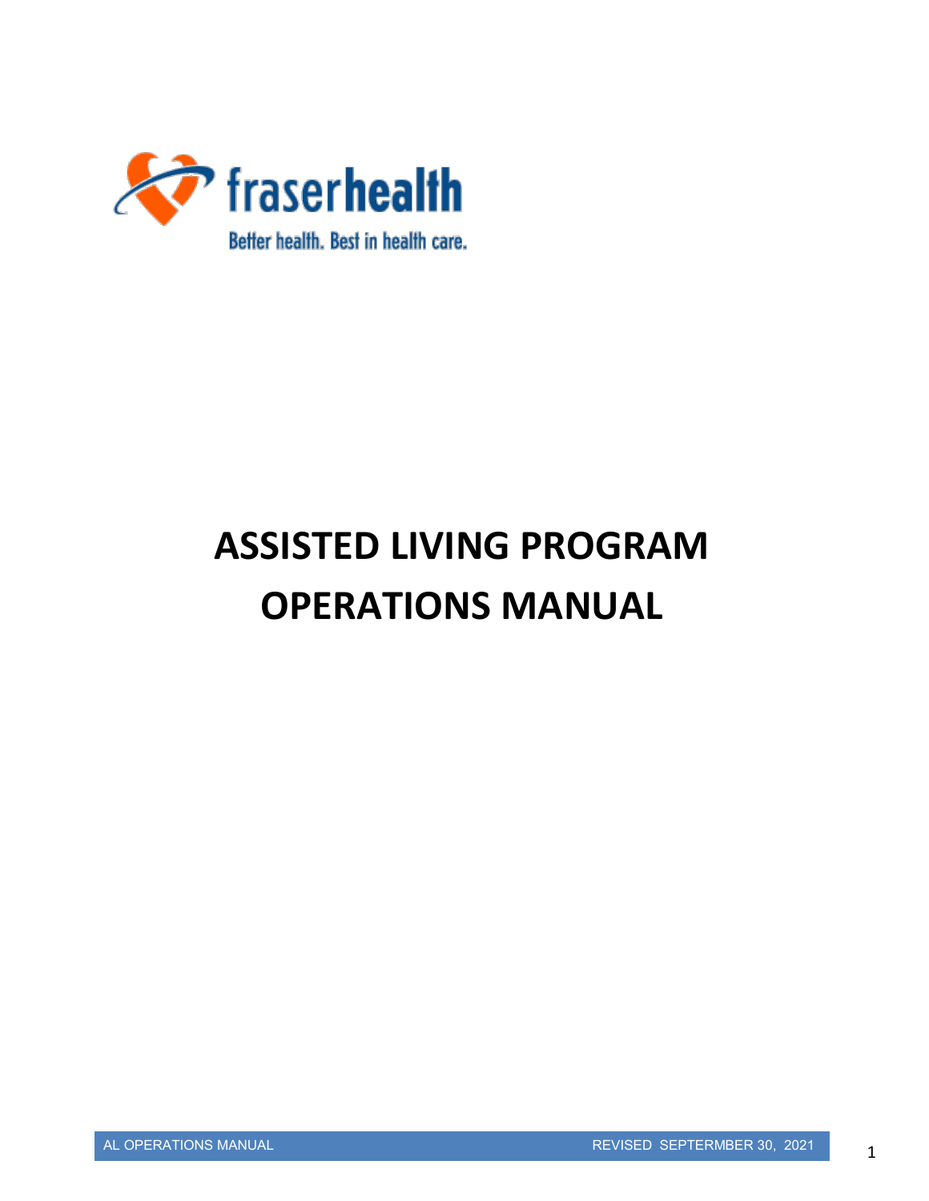fraserhealth

Better health. Best in health care.

# ASSISTED LIVING PROGRAM OPERATIONS MANUAL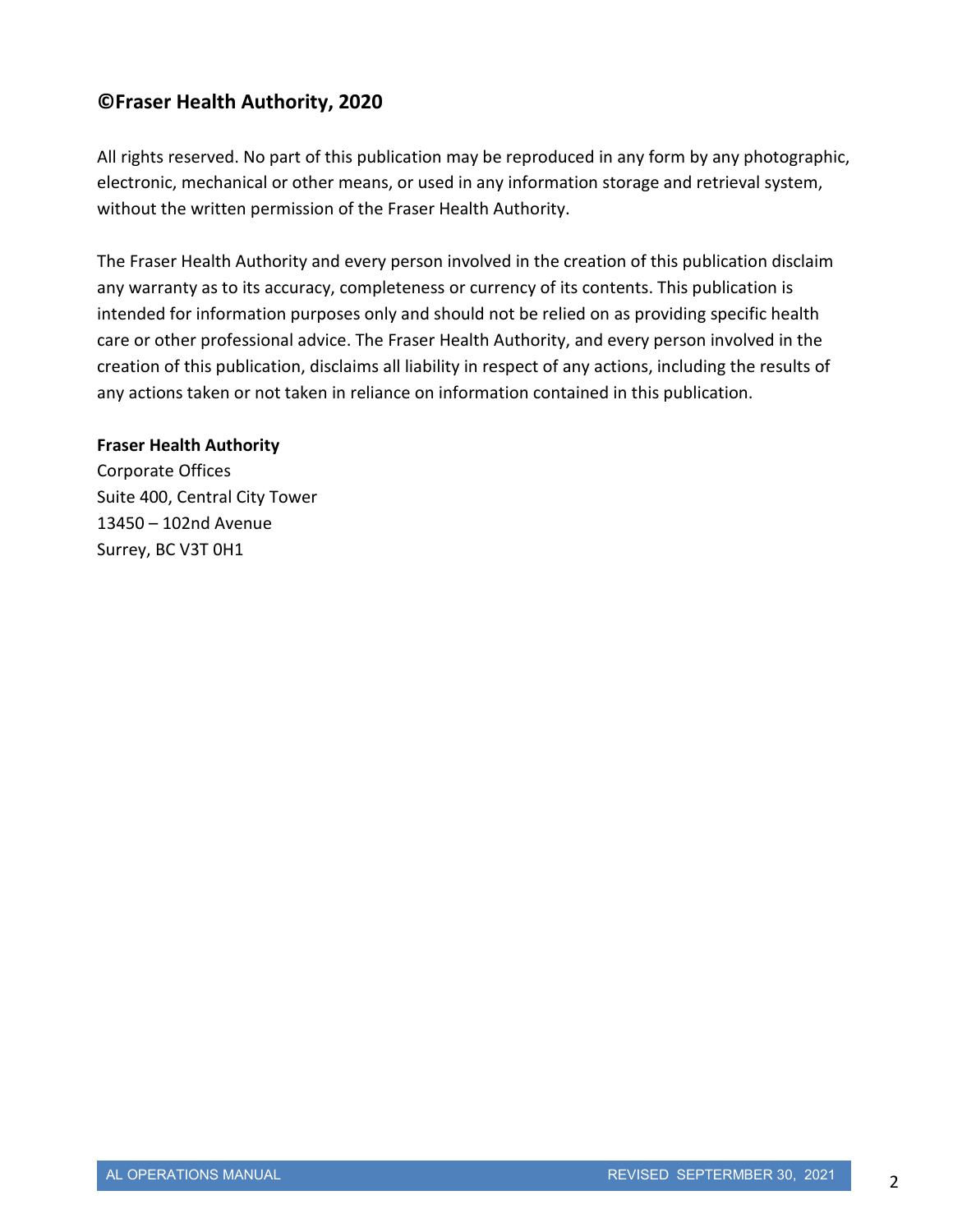## ©Fraser Health Authority, 2020

All rights reserved. No part of this publication may be reproduced in any form by any photographic, electronic, mechanical or other means, or used in any information storage and retrieval system, without the written permission of the Fraser Health Authority.

The Fraser Health Authority and every person involved in the creation of this publication disclaim any warranty as to its accuracy, completeness or currency of its contents. This publication is intended for information purposes only and should not be relied on as providing specific health care or other professional advice. The Fraser Health Authority, and every person involved in the creation of this publication, disclaims all liability in respect of any actions, including the results of any actions taken or not taken in reliance on information contained in this publication.

**Fraser Health Authority**
Corporate Offices
Suite 400, Central City Tower
13450 – 102nd Avenue
Surrey, BC V3T 0H1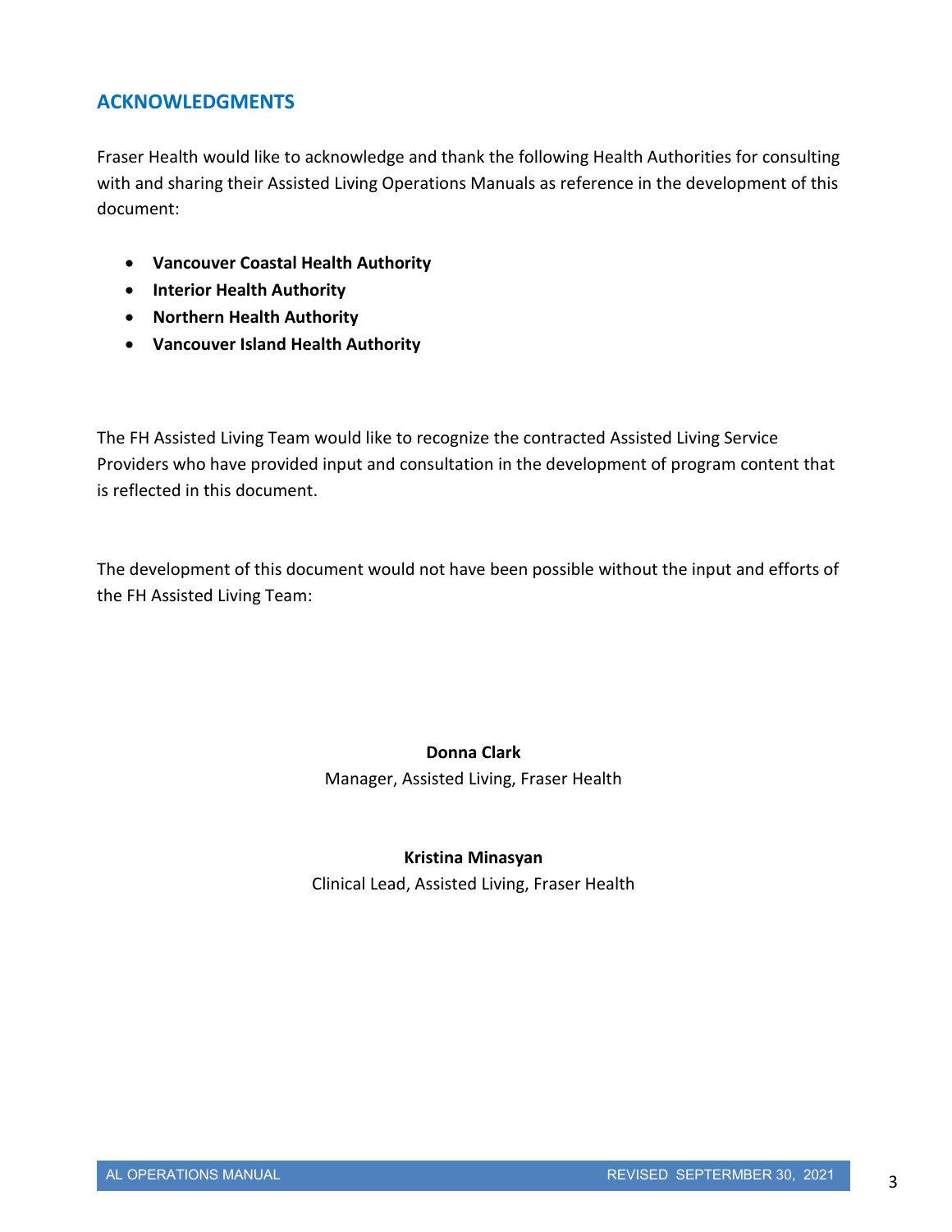## ACKNOWLEDGMENTS

Fraser Health would like to acknowledge and thank the following Health Authorities for consulting with and sharing their Assisted Living Operations Manuals as reference in the development of this document:

- **Vancouver Coastal Health Authority**
- **Interior Health Authority**
- **Northern Health Authority**
- **Vancouver Island Health Authority**

The FH Assisted Living Team would like to recognize the contracted Assisted Living Service Providers who have provided input and consultation in the development of program content that is reflected in this document.

The development of this document would not have been possible without the input and efforts of the FH Assisted Living Team:

**Donna Clark**
Manager, Assisted Living, Fraser Health

**Kristina Minasyan**
Clinical Lead, Assisted Living, Fraser Health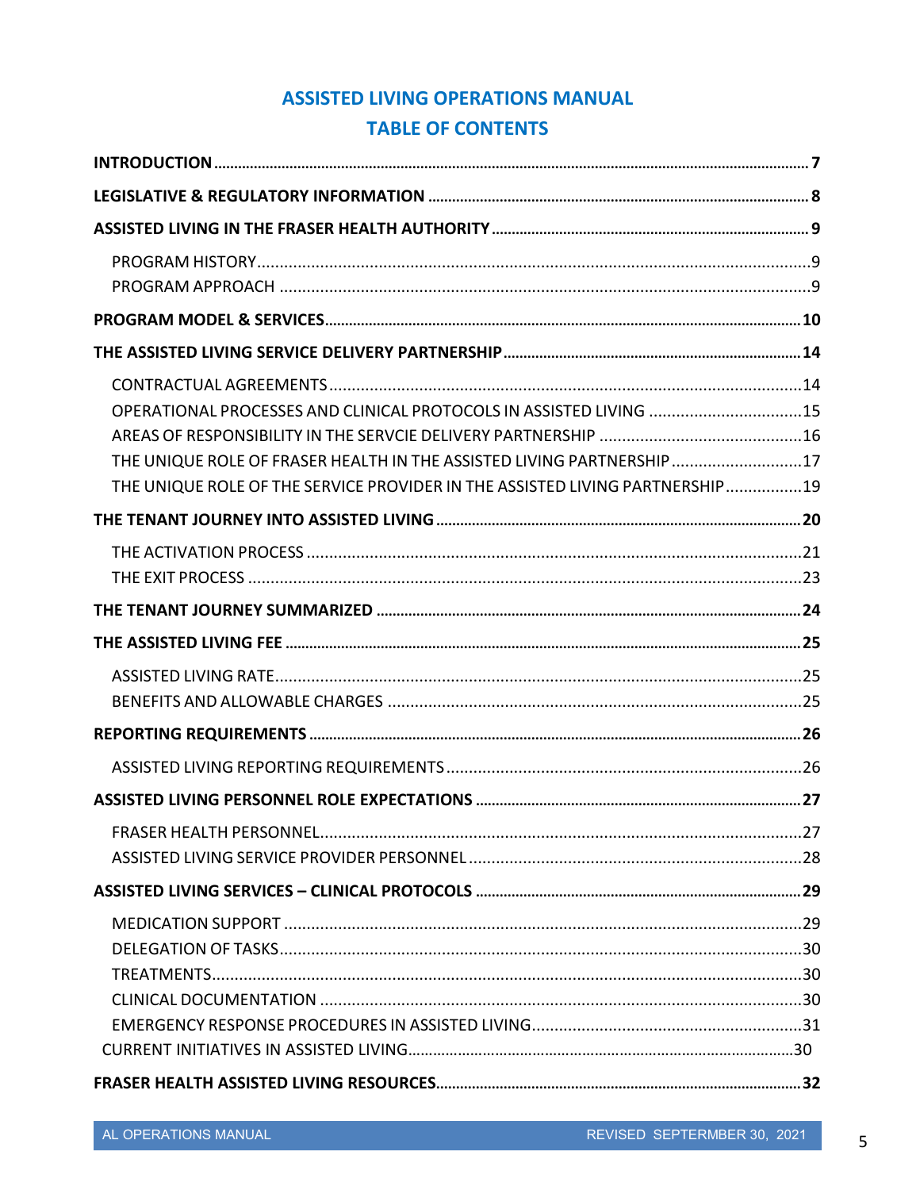# ASSISTED LIVING OPERATIONS MANUAL

## TABLE OF CONTENTS

**INTRODUCTION** ..... **7**

**LEGISLATIVE & REGULATORY INFORMATION** ..... **8**

**ASSISTED LIVING IN THE FRASER HEALTH AUTHORITY** ..... **9**

- PROGRAM HISTORY ..... 9
- PROGRAM APPROACH ..... 9

**PROGRAM MODEL & SERVICES** ..... **10**

**THE ASSISTED LIVING SERVICE DELIVERY PARTNERSHIP** ..... **14**

- CONTRACTUAL AGREEMENTS ..... 14
- OPERATIONAL PROCESSES AND CLINICAL PROTOCOLS IN ASSISTED LIVING ..... 15
- AREAS OF RESPONSIBILITY IN THE SERVCIE DELIVERY PARTNERSHIP ..... 16
- THE UNIQUE ROLE OF FRASER HEALTH IN THE ASSISTED LIVING PARTNERSHIP ..... 17
- THE UNIQUE ROLE OF THE SERVICE PROVIDER IN THE ASSISTED LIVING PARTNERSHIP ..... 19

**THE TENANT JOURNEY INTO ASSISTED LIVING** ..... **20**

- THE ACTIVATION PROCESS ..... 21
- THE EXIT PROCESS ..... 23

**THE TENANT JOURNEY SUMMARIZED** ..... **24**

**THE ASSISTED LIVING FEE** ..... **25**

- ASSISTED LIVING RATE ..... 25
- BENEFITS AND ALLOWABLE CHARGES ..... 25

**REPORTING REQUIREMENTS** ..... **26**

- ASSISTED LIVING REPORTING REQUIREMENTS ..... 26

**ASSISTED LIVING PERSONNEL ROLE EXPECTATIONS** ..... **27**

- FRASER HEALTH PERSONNEL ..... 27
- ASSISTED LIVING SERVICE PROVIDER PERSONNEL ..... 28

**ASSISTED LIVING SERVICES – CLINICAL PROTOCOLS** ..... **29**

- MEDICATION SUPPORT ..... 29
- DELEGATION OF TASKS ..... 30
- TREATMENTS ..... 30
- CLINICAL DOCUMENTATION ..... 30
- EMERGENCY RESPONSE PROCEDURES IN ASSISTED LIVING ..... 31
- CURRENT INITIATIVES IN ASSISTED LIVING ..... 30

**FRASER HEALTH ASSISTED LIVING RESOURCES** ..... **32**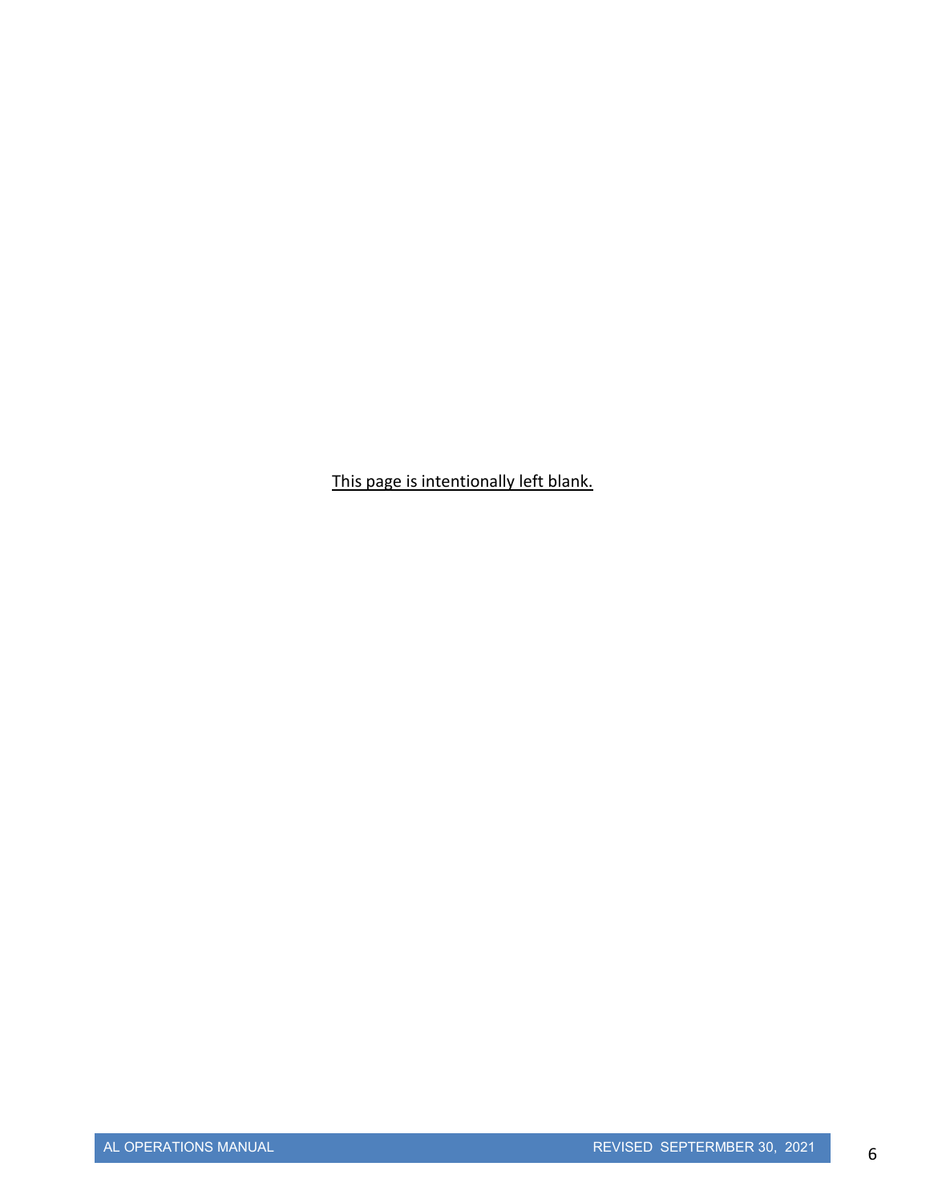<u>This page is intentionally left blank.</u>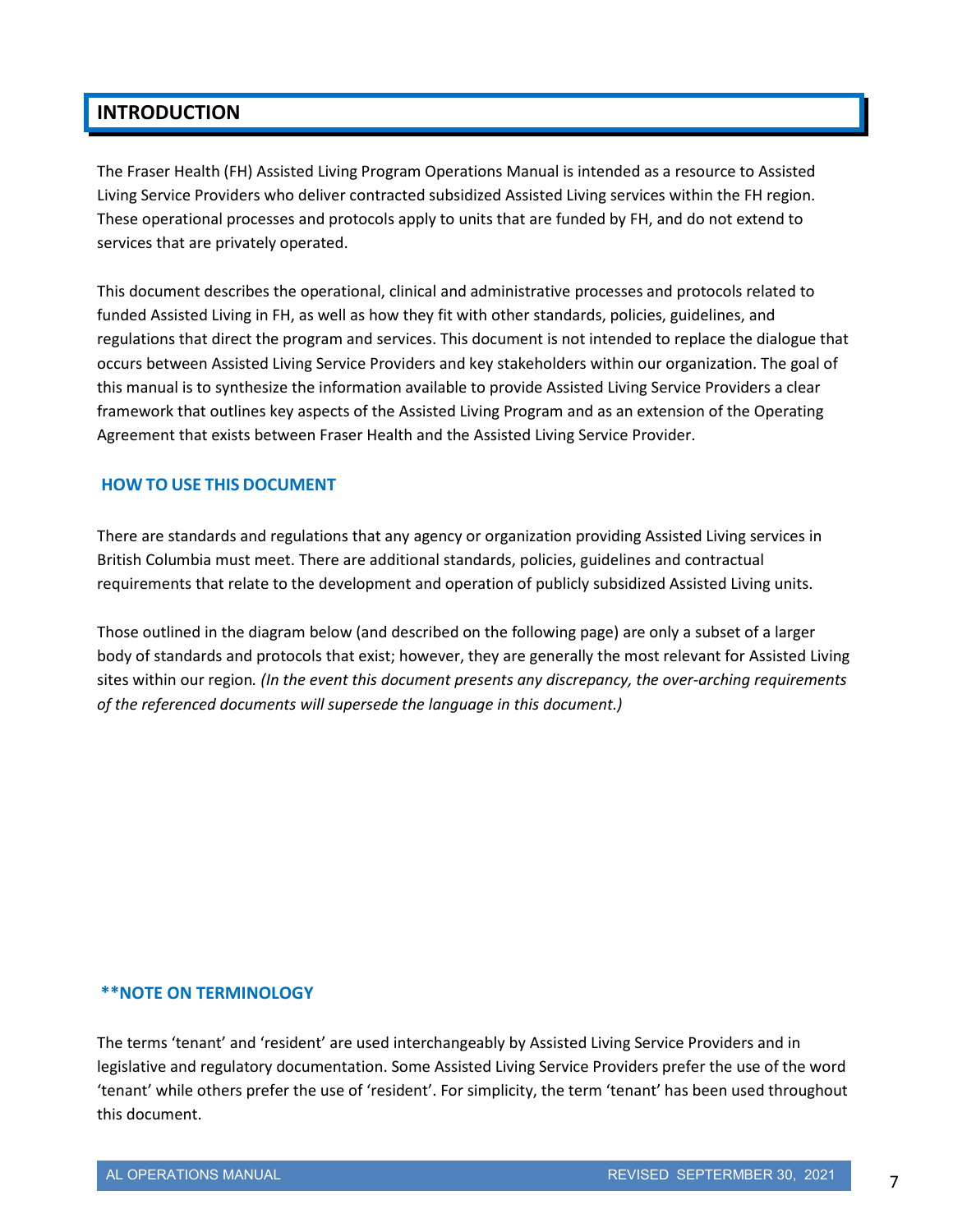# INTRODUCTION

The Fraser Health (FH) Assisted Living Program Operations Manual is intended as a resource to Assisted Living Service Providers who deliver contracted subsidized Assisted Living services within the FH region. These operational processes and protocols apply to units that are funded by FH, and do not extend to services that are privately operated.

This document describes the operational, clinical and administrative processes and protocols related to funded Assisted Living in FH, as well as how they fit with other standards, policies, guidelines, and regulations that direct the program and services. This document is not intended to replace the dialogue that occurs between Assisted Living Service Providers and key stakeholders within our organization. The goal of this manual is to synthesize the information available to provide Assisted Living Service Providers a clear framework that outlines key aspects of the Assisted Living Program and as an extension of the Operating Agreement that exists between Fraser Health and the Assisted Living Service Provider.

## HOW TO USE THIS DOCUMENT

There are standards and regulations that any agency or organization providing Assisted Living services in British Columbia must meet. There are additional standards, policies, guidelines and contractual requirements that relate to the development and operation of publicly subsidized Assisted Living units.

Those outlined in the diagram below (and described on the following page) are only a subset of a larger body of standards and protocols that exist; however, they are generally the most relevant for Assisted Living sites within our region. *(In the event this document presents any discrepancy, the over-arching requirements of the referenced documents will supersede the language in this document.)*

## **NOTE ON TERMINOLOGY

The terms 'tenant' and 'resident' are used interchangeably by Assisted Living Service Providers and in legislative and regulatory documentation. Some Assisted Living Service Providers prefer the use of the word 'tenant' while others prefer the use of 'resident'. For simplicity, the term 'tenant' has been used throughout this document.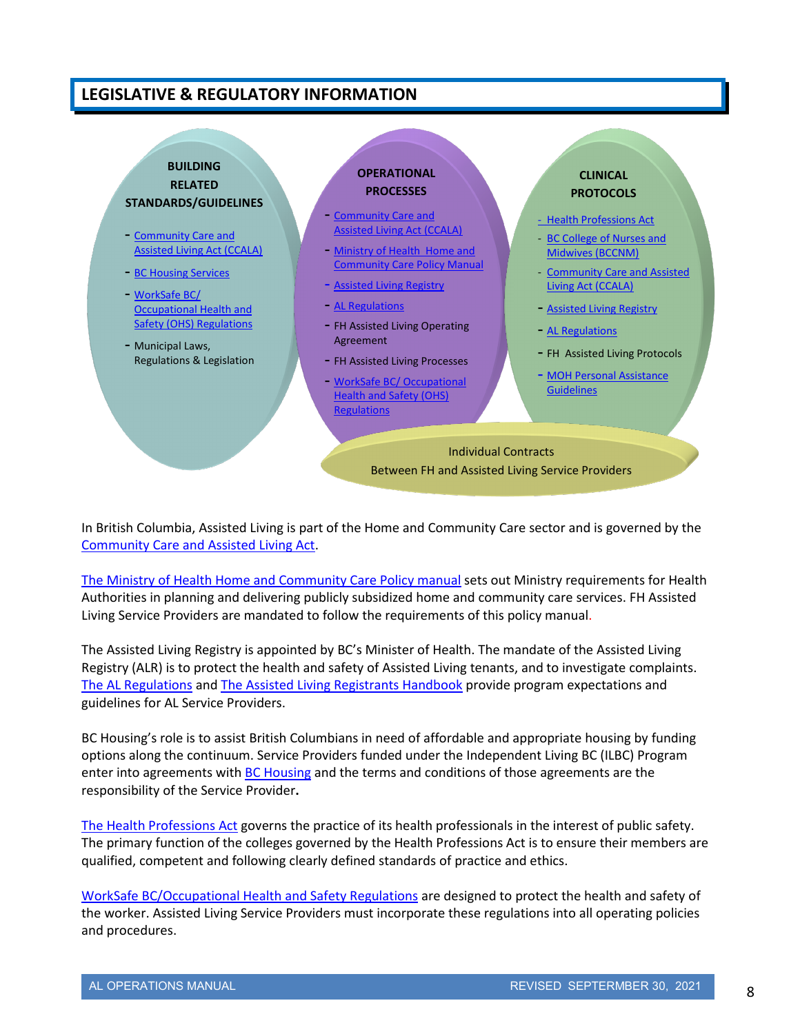## LEGISLATIVE & REGULATORY INFORMATION

**BUILDING RELATED STANDARDS/GUIDELINES**

- Community Care and Assisted Living Act (CCALA)
- BC Housing Services
- WorkSafe BC/ Occupational Health and Safety (OHS) Regulations
- Municipal Laws, Regulations & Legislation

**OPERATIONAL PROCESSES**

- Community Care and Assisted Living Act (CCALA)
- Ministry of Health Home and Community Care Policy Manual
- Assisted Living Registry
- AL Regulations
- FH Assisted Living Operating Agreement
- FH Assisted Living Processes
- WorkSafe BC/ Occupational Health and Safety (OHS) Regulations

**CLINICAL PROTOCOLS**

- Health Professions Act
- BC College of Nurses and Midwives (BCCNM)
- Community Care and Assisted Living Act (CCALA)
- Assisted Living Registry
- AL Regulations
- FH Assisted Living Protocols
- MOH Personal Assistance Guidelines

Individual Contracts Between FH and Assisted Living Service Providers

In British Columbia, Assisted Living is part of the Home and Community Care sector and is governed by the Community Care and Assisted Living Act.

The Ministry of Health Home and Community Care Policy manual sets out Ministry requirements for Health Authorities in planning and delivering publicly subsidized home and community care services. FH Assisted Living Service Providers are mandated to follow the requirements of this policy manual.

The Assisted Living Registry is appointed by BC's Minister of Health. The mandate of the Assisted Living Registry (ALR) is to protect the health and safety of Assisted Living tenants, and to investigate complaints. The AL Regulations and The Assisted Living Registrants Handbook provide program expectations and guidelines for AL Service Providers.

BC Housing's role is to assist British Columbians in need of affordable and appropriate housing by funding options along the continuum. Service Providers funded under the Independent Living BC (ILBC) Program enter into agreements with BC Housing and the terms and conditions of those agreements are the responsibility of the Service Provider**.**

The Health Professions Act governs the practice of its health professionals in the interest of public safety. The primary function of the colleges governed by the Health Professions Act is to ensure their members are qualified, competent and following clearly defined standards of practice and ethics.

WorkSafe BC/Occupational Health and Safety Regulations are designed to protect the health and safety of the worker. Assisted Living Service Providers must incorporate these regulations into all operating policies and procedures.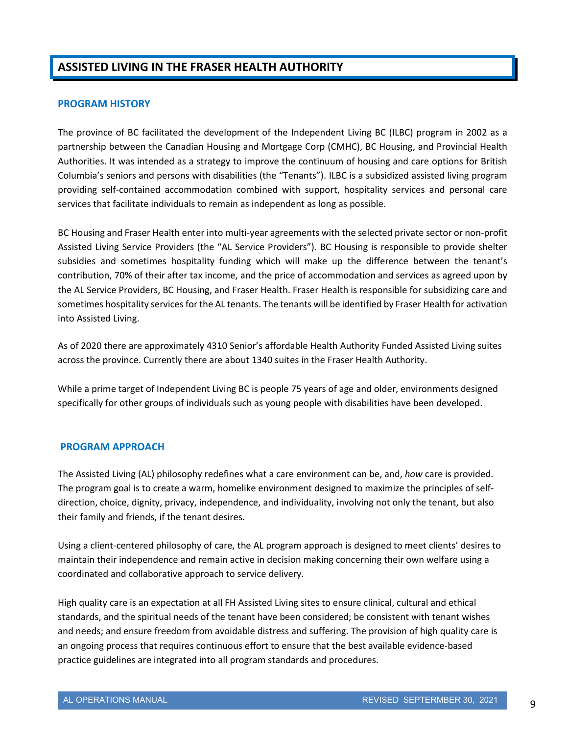# ASSISTED LIVING IN THE FRASER HEALTH AUTHORITY

## PROGRAM HISTORY

The province of BC facilitated the development of the Independent Living BC (ILBC) program in 2002 as a partnership between the Canadian Housing and Mortgage Corp (CMHC), BC Housing, and Provincial Health Authorities. It was intended as a strategy to improve the continuum of housing and care options for British Columbia's seniors and persons with disabilities (the "Tenants"). ILBC is a subsidized assisted living program providing self-contained accommodation combined with support, hospitality services and personal care services that facilitate individuals to remain as independent as long as possible.

BC Housing and Fraser Health enter into multi-year agreements with the selected private sector or non-profit Assisted Living Service Providers (the "AL Service Providers"). BC Housing is responsible to provide shelter subsidies and sometimes hospitality funding which will make up the difference between the tenant's contribution, 70% of their after tax income, and the price of accommodation and services as agreed upon by the AL Service Providers, BC Housing, and Fraser Health. Fraser Health is responsible for subsidizing care and sometimes hospitality services for the AL tenants. The tenants will be identified by Fraser Health for activation into Assisted Living.

As of 2020 there are approximately 4310 Senior's affordable Health Authority Funded Assisted Living suites across the province. Currently there are about 1340 suites in the Fraser Health Authority.

While a prime target of Independent Living BC is people 75 years of age and older, environments designed specifically for other groups of individuals such as young people with disabilities have been developed.

## PROGRAM APPROACH

The Assisted Living (AL) philosophy redefines what a care environment can be, and, *how* care is provided. The program goal is to create a warm, homelike environment designed to maximize the principles of self-direction, choice, dignity, privacy, independence, and individuality, involving not only the tenant, but also their family and friends, if the tenant desires.

Using a client-centered philosophy of care, the AL program approach is designed to meet clients' desires to maintain their independence and remain active in decision making concerning their own welfare using a coordinated and collaborative approach to service delivery.

High quality care is an expectation at all FH Assisted Living sites to ensure clinical, cultural and ethical standards, and the spiritual needs of the tenant have been considered; be consistent with tenant wishes and needs; and ensure freedom from avoidable distress and suffering. The provision of high quality care is an ongoing process that requires continuous effort to ensure that the best available evidence-based practice guidelines are integrated into all program standards and procedures.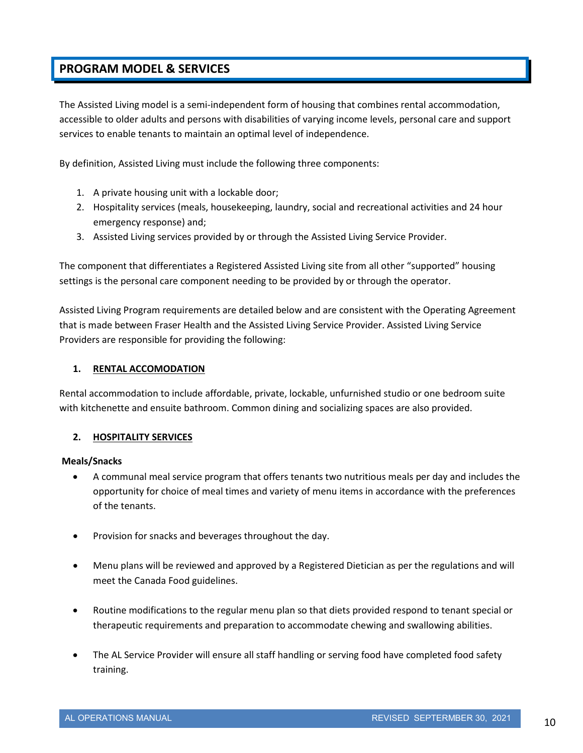## PROGRAM MODEL & SERVICES

The Assisted Living model is a semi-independent form of housing that combines rental accommodation, accessible to older adults and persons with disabilities of varying income levels, personal care and support services to enable tenants to maintain an optimal level of independence.

By definition, Assisted Living must include the following three components:

1. A private housing unit with a lockable door;
2. Hospitality services (meals, housekeeping, laundry, social and recreational activities and 24 hour emergency response) and;
3. Assisted Living services provided by or through the Assisted Living Service Provider.

The component that differentiates a Registered Assisted Living site from all other "supported" housing settings is the personal care component needing to be provided by or through the operator.

Assisted Living Program requirements are detailed below and are consistent with the Operating Agreement that is made between Fraser Health and the Assisted Living Service Provider. Assisted Living Service Providers are responsible for providing the following:

### 1. RENTAL ACCOMODATION

Rental accommodation to include affordable, private, lockable, unfurnished studio or one bedroom suite with kitchenette and ensuite bathroom. Common dining and socializing spaces are also provided.

### 2. HOSPITALITY SERVICES

**Meals/Snacks**

- A communal meal service program that offers tenants two nutritious meals per day and includes the opportunity for choice of meal times and variety of menu items in accordance with the preferences of the tenants.
- Provision for snacks and beverages throughout the day.
- Menu plans will be reviewed and approved by a Registered Dietician as per the regulations and will meet the Canada Food guidelines.
- Routine modifications to the regular menu plan so that diets provided respond to tenant special or therapeutic requirements and preparation to accommodate chewing and swallowing abilities.
- The AL Service Provider will ensure all staff handling or serving food have completed food safety training.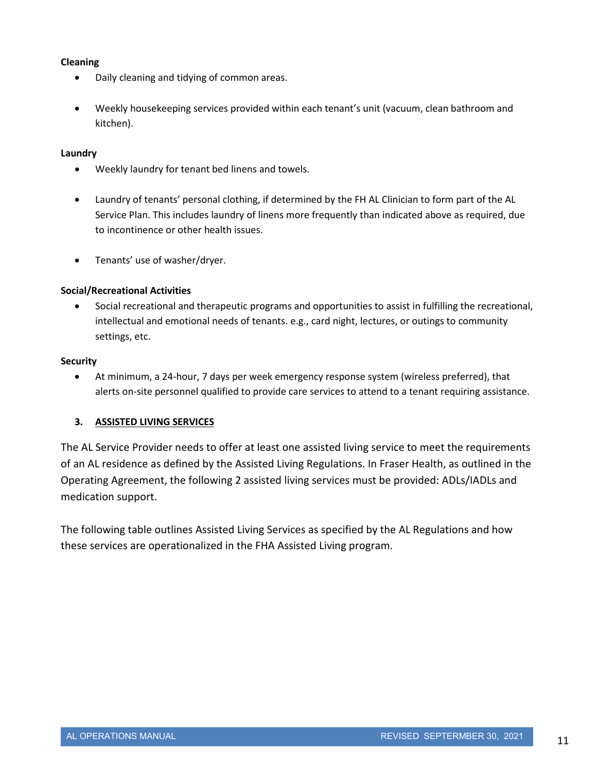**Cleaning**

- Daily cleaning and tidying of common areas.
- Weekly housekeeping services provided within each tenant's unit (vacuum, clean bathroom and kitchen).

**Laundry**

- Weekly laundry for tenant bed linens and towels.
- Laundry of tenants' personal clothing, if determined by the FH AL Clinician to form part of the AL Service Plan. This includes laundry of linens more frequently than indicated above as required, due to incontinence or other health issues.
- Tenants' use of washer/dryer.

**Social/Recreational Activities**

- Social recreational and therapeutic programs and opportunities to assist in fulfilling the recreational, intellectual and emotional needs of tenants. e.g., card night, lectures, or outings to community settings, etc.

**Security**

- At minimum, a 24-hour, 7 days per week emergency response system (wireless preferred), that alerts on-site personnel qualified to provide care services to attend to a tenant requiring assistance.

## 3. ASSISTED LIVING SERVICES

The AL Service Provider needs to offer at least one assisted living service to meet the requirements of an AL residence as defined by the Assisted Living Regulations. In Fraser Health, as outlined in the Operating Agreement, the following 2 assisted living services must be provided: ADLs/IADLs and medication support.

The following table outlines Assisted Living Services as specified by the AL Regulations and how these services are operationalized in the FHA Assisted Living program.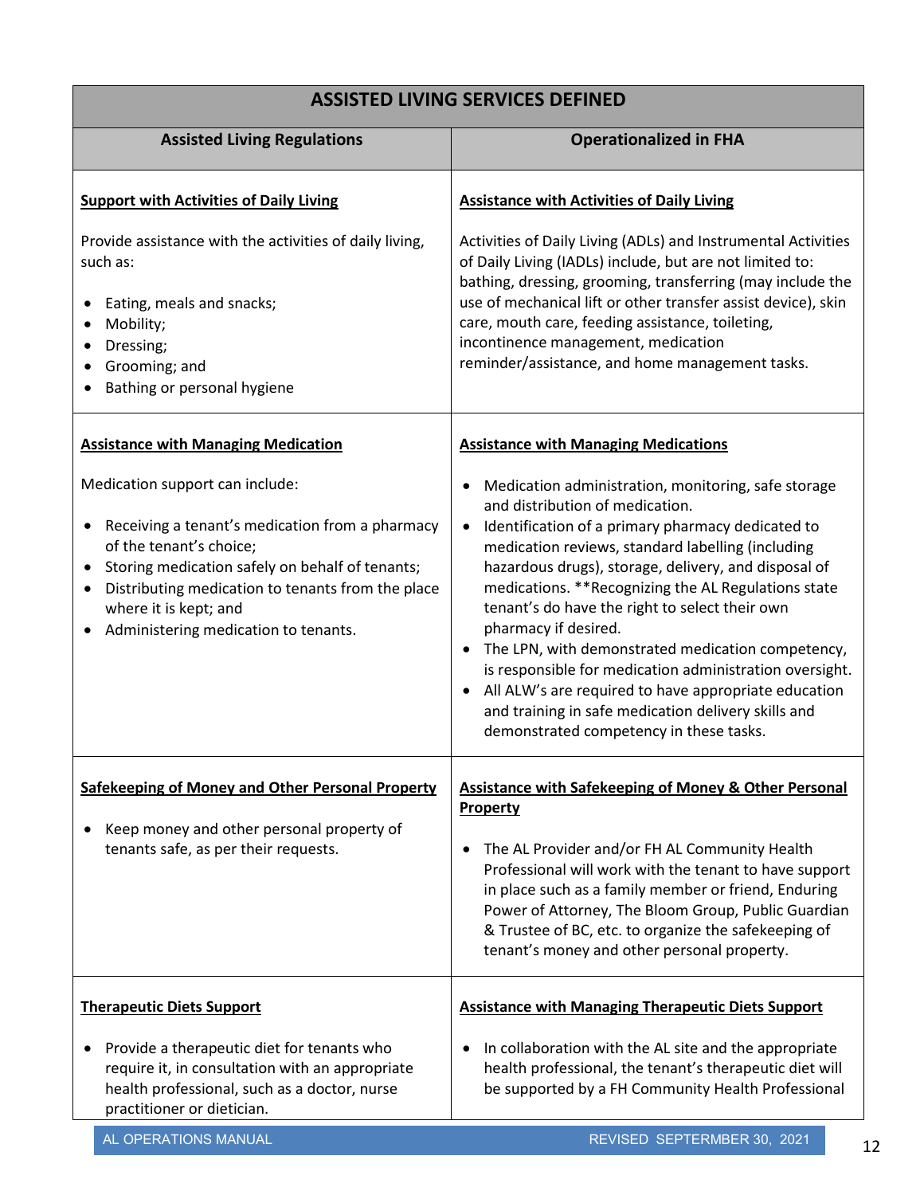| ASSISTED LIVING SERVICES DEFINED | |
|---|---|
| **Assisted Living Regulations** | **Operationalized in FHA** |
| **Support with Activities of Daily Living**<br><br>Provide assistance with the activities of daily living, such as:<br><br>• Eating, meals and snacks;<br>• Mobility;<br>• Dressing;<br>• Grooming; and<br>• Bathing or personal hygiene | **Assistance with Activities of Daily Living**<br><br>Activities of Daily Living (ADLs) and Instrumental Activities of Daily Living (IADLs) include, but are not limited to: bathing, dressing, grooming, transferring (may include the use of mechanical lift or other transfer assist device), skin care, mouth care, feeding assistance, toileting, incontinence management, medication reminder/assistance, and home management tasks. |
| **Assistance with Managing Medication**<br><br>Medication support can include:<br><br>• Receiving a tenant's medication from a pharmacy of the tenant's choice;<br>• Storing medication safely on behalf of tenants;<br>• Distributing medication to tenants from the place where it is kept; and<br>• Administering medication to tenants. | **Assistance with Managing Medications**<br><br>• Medication administration, monitoring, safe storage and distribution of medication.<br>• Identification of a primary pharmacy dedicated to medication reviews, standard labelling (including hazardous drugs), storage, delivery, and disposal of medications. **Recognizing the AL Regulations state tenant's do have the right to select their own pharmacy if desired.<br>• The LPN, with demonstrated medication competency, is responsible for medication administration oversight.<br>• All ALW's are required to have appropriate education and training in safe medication delivery skills and demonstrated competency in these tasks. |
| **Safekeeping of Money and Other Personal Property**<br><br>• Keep money and other personal property of tenants safe, as per their requests. | **Assistance with Safekeeping of Money & Other Personal Property**<br><br>• The AL Provider and/or FH AL Community Health Professional will work with the tenant to have support in place such as a family member or friend, Enduring Power of Attorney, The Bloom Group, Public Guardian & Trustee of BC, etc. to organize the safekeeping of tenant's money and other personal property. |
| **Therapeutic Diets Support**<br><br>• Provide a therapeutic diet for tenants who require it, in consultation with an appropriate health professional, such as a doctor, nurse practitioner or dietician. | **Assistance with Managing Therapeutic Diets Support**<br><br>• In collaboration with the AL site and the appropriate health professional, the tenant's therapeutic diet will be supported by a FH Community Health Professional |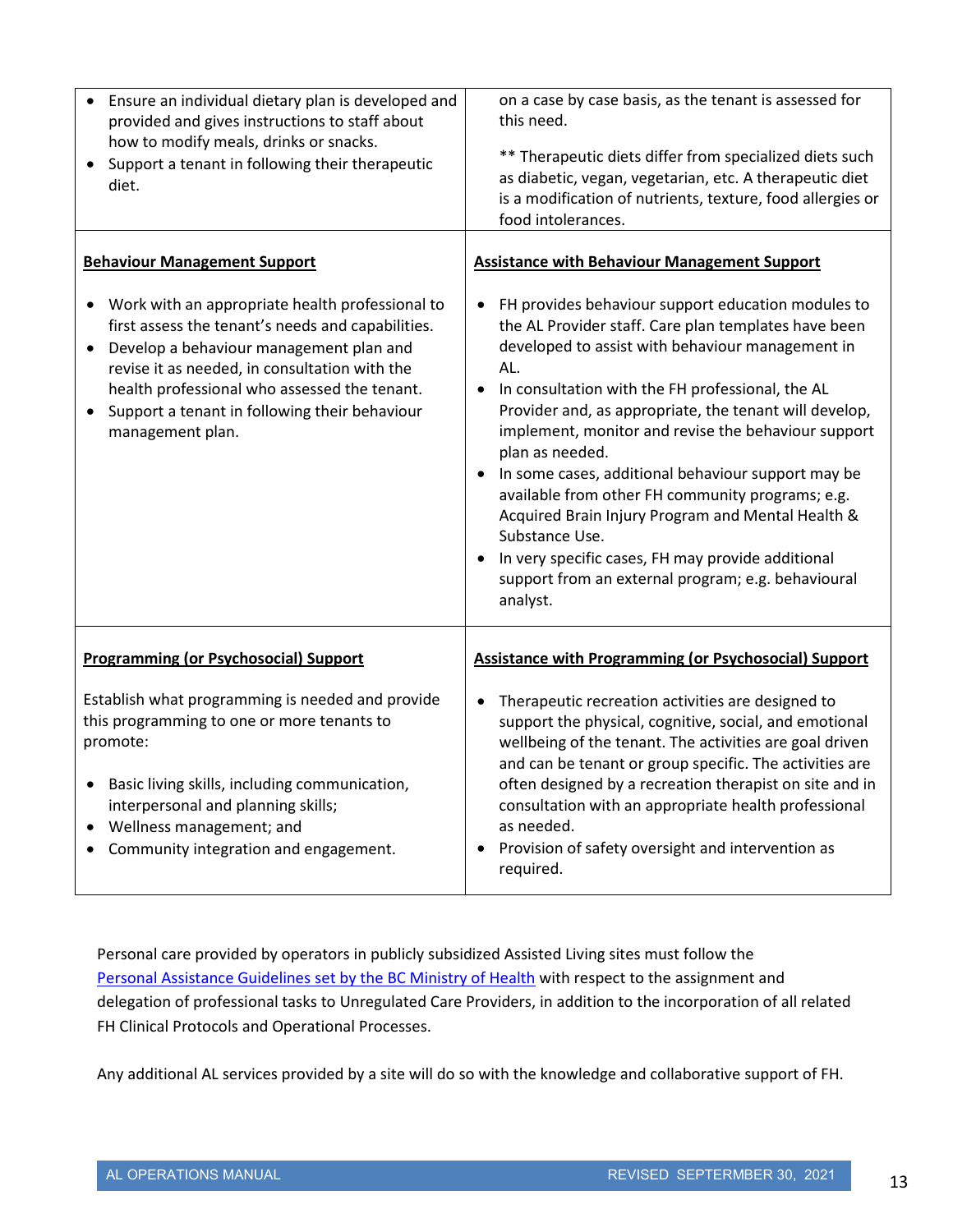| | |
|---|---|
| • Ensure an individual dietary plan is developed and provided and gives instructions to staff about how to modify meals, drinks or snacks.<br>• Support a tenant in following their therapeutic diet. | on a case by case basis, as the tenant is assessed for this need.<br><br>** Therapeutic diets differ from specialized diets such as diabetic, vegan, vegetarian, etc. A therapeutic diet is a modification of nutrients, texture, food allergies or food intolerances. |
| **<u>Behaviour Management Support</u>**<br><br>• Work with an appropriate health professional to first assess the tenant's needs and capabilities.<br>• Develop a behaviour management plan and revise it as needed, in consultation with the health professional who assessed the tenant.<br>• Support a tenant in following their behaviour management plan. | **<u>Assistance with Behaviour Management Support</u>**<br><br>• FH provides behaviour support education modules to the AL Provider staff. Care plan templates have been developed to assist with behaviour management in AL.<br>• In consultation with the FH professional, the AL Provider and, as appropriate, the tenant will develop, implement, monitor and revise the behaviour support plan as needed.<br>• In some cases, additional behaviour support may be available from other FH community programs; e.g. Acquired Brain Injury Program and Mental Health & Substance Use.<br>• In very specific cases, FH may provide additional support from an external program; e.g. behavioural analyst. |
| **<u>Programming (or Psychosocial) Support</u>**<br><br>Establish what programming is needed and provide this programming to one or more tenants to promote:<br><br>• Basic living skills, including communication, interpersonal and planning skills;<br>• Wellness management; and<br>• Community integration and engagement. | **<u>Assistance with Programming (or Psychosocial) Support</u>**<br><br>• Therapeutic recreation activities are designed to support the physical, cognitive, social, and emotional wellbeing of the tenant. The activities are goal driven and can be tenant or group specific. The activities are often designed by a recreation therapist on site and in consultation with an appropriate health professional as needed.<br>• Provision of safety oversight and intervention as required. |

Personal care provided by operators in publicly subsidized Assisted Living sites must follow the Personal Assistance Guidelines set by the BC Ministry of Health with respect to the assignment and delegation of professional tasks to Unregulated Care Providers, in addition to the incorporation of all related FH Clinical Protocols and Operational Processes.

Any additional AL services provided by a site will do so with the knowledge and collaborative support of FH.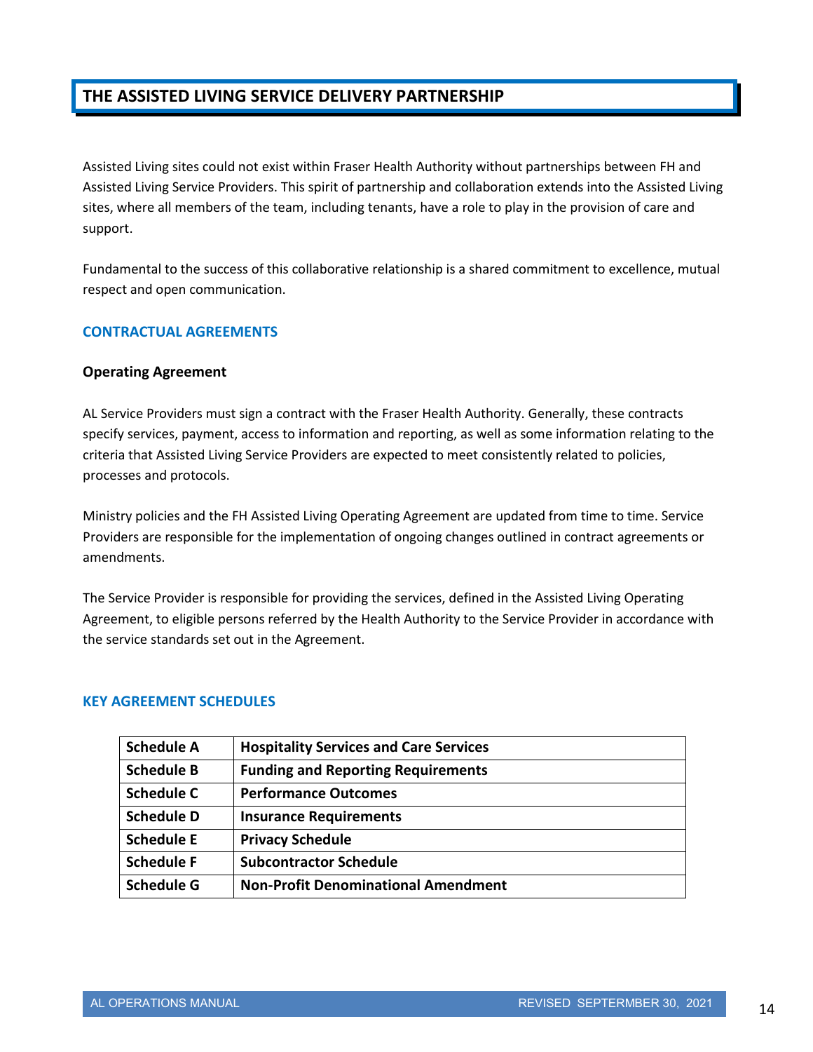# THE ASSISTED LIVING SERVICE DELIVERY PARTNERSHIP

Assisted Living sites could not exist within Fraser Health Authority without partnerships between FH and Assisted Living Service Providers. This spirit of partnership and collaboration extends into the Assisted Living sites, where all members of the team, including tenants, have a role to play in the provision of care and support.

Fundamental to the success of this collaborative relationship is a shared commitment to excellence, mutual respect and open communication.

## CONTRACTUAL AGREEMENTS

### Operating Agreement

AL Service Providers must sign a contract with the Fraser Health Authority. Generally, these contracts specify services, payment, access to information and reporting, as well as some information relating to the criteria that Assisted Living Service Providers are expected to meet consistently related to policies, processes and protocols.

Ministry policies and the FH Assisted Living Operating Agreement are updated from time to time. Service Providers are responsible for the implementation of ongoing changes outlined in contract agreements or amendments.

The Service Provider is responsible for providing the services, defined in the Assisted Living Operating Agreement, to eligible persons referred by the Health Authority to the Service Provider in accordance with the service standards set out in the Agreement.

## KEY AGREEMENT SCHEDULES

| | |
|---|---|
| **Schedule A** | **Hospitality Services and Care Services** |
| **Schedule B** | **Funding and Reporting Requirements** |
| **Schedule C** | **Performance Outcomes** |
| **Schedule D** | **Insurance Requirements** |
| **Schedule E** | **Privacy Schedule** |
| **Schedule F** | **Subcontractor Schedule** |
| **Schedule G** | **Non-Profit Denominational Amendment** |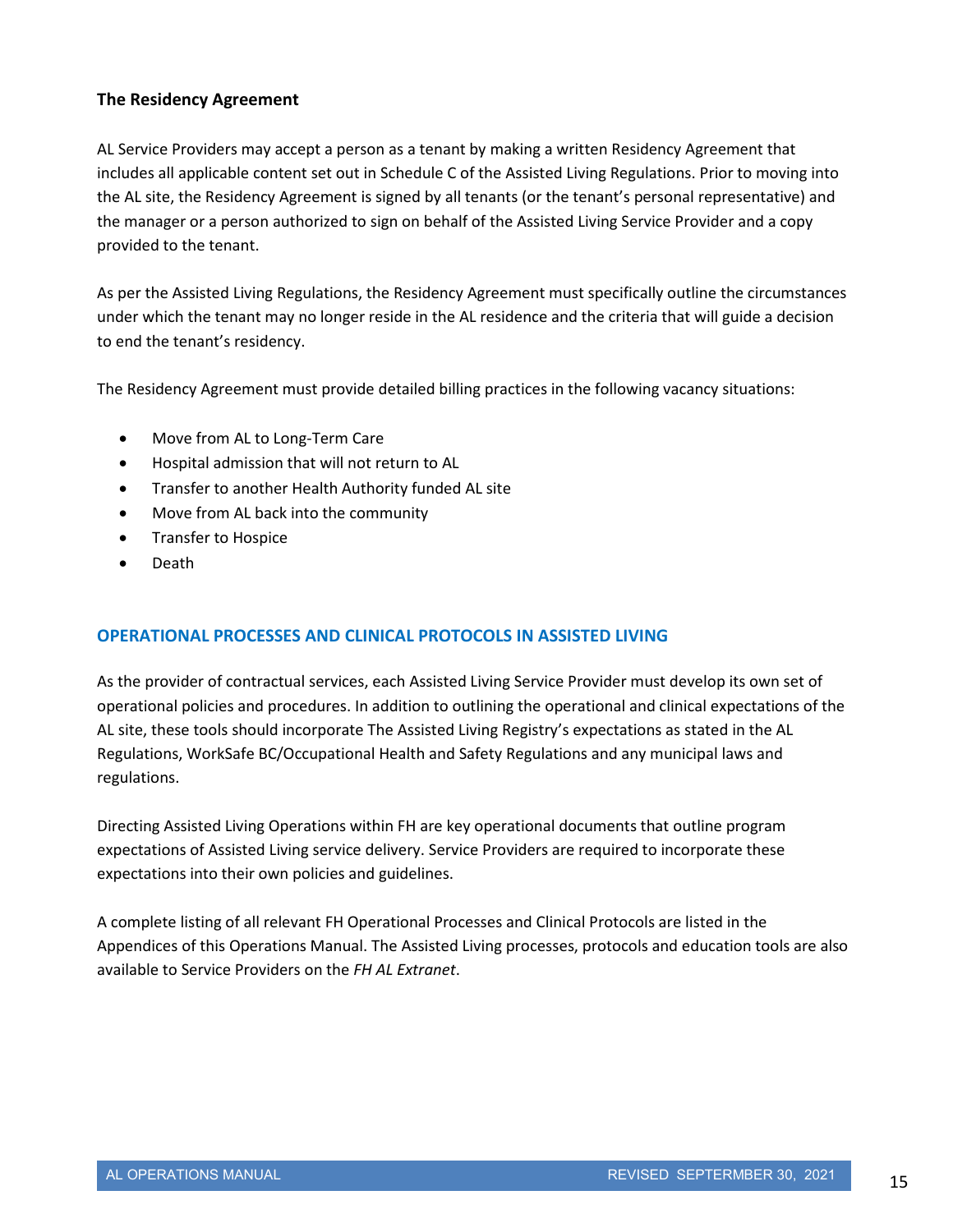### The Residency Agreement

AL Service Providers may accept a person as a tenant by making a written Residency Agreement that includes all applicable content set out in Schedule C of the Assisted Living Regulations. Prior to moving into the AL site, the Residency Agreement is signed by all tenants (or the tenant's personal representative) and the manager or a person authorized to sign on behalf of the Assisted Living Service Provider and a copy provided to the tenant.

As per the Assisted Living Regulations, the Residency Agreement must specifically outline the circumstances under which the tenant may no longer reside in the AL residence and the criteria that will guide a decision to end the tenant's residency.

The Residency Agreement must provide detailed billing practices in the following vacancy situations:

- Move from AL to Long-Term Care
- Hospital admission that will not return to AL
- Transfer to another Health Authority funded AL site
- Move from AL back into the community
- Transfer to Hospice
- Death

## OPERATIONAL PROCESSES AND CLINICAL PROTOCOLS IN ASSISTED LIVING

As the provider of contractual services, each Assisted Living Service Provider must develop its own set of operational policies and procedures. In addition to outlining the operational and clinical expectations of the AL site, these tools should incorporate The Assisted Living Registry's expectations as stated in the AL Regulations, WorkSafe BC/Occupational Health and Safety Regulations and any municipal laws and regulations.

Directing Assisted Living Operations within FH are key operational documents that outline program expectations of Assisted Living service delivery. Service Providers are required to incorporate these expectations into their own policies and guidelines.

A complete listing of all relevant FH Operational Processes and Clinical Protocols are listed in the Appendices of this Operations Manual. The Assisted Living processes, protocols and education tools are also available to Service Providers on the *FH AL Extranet*.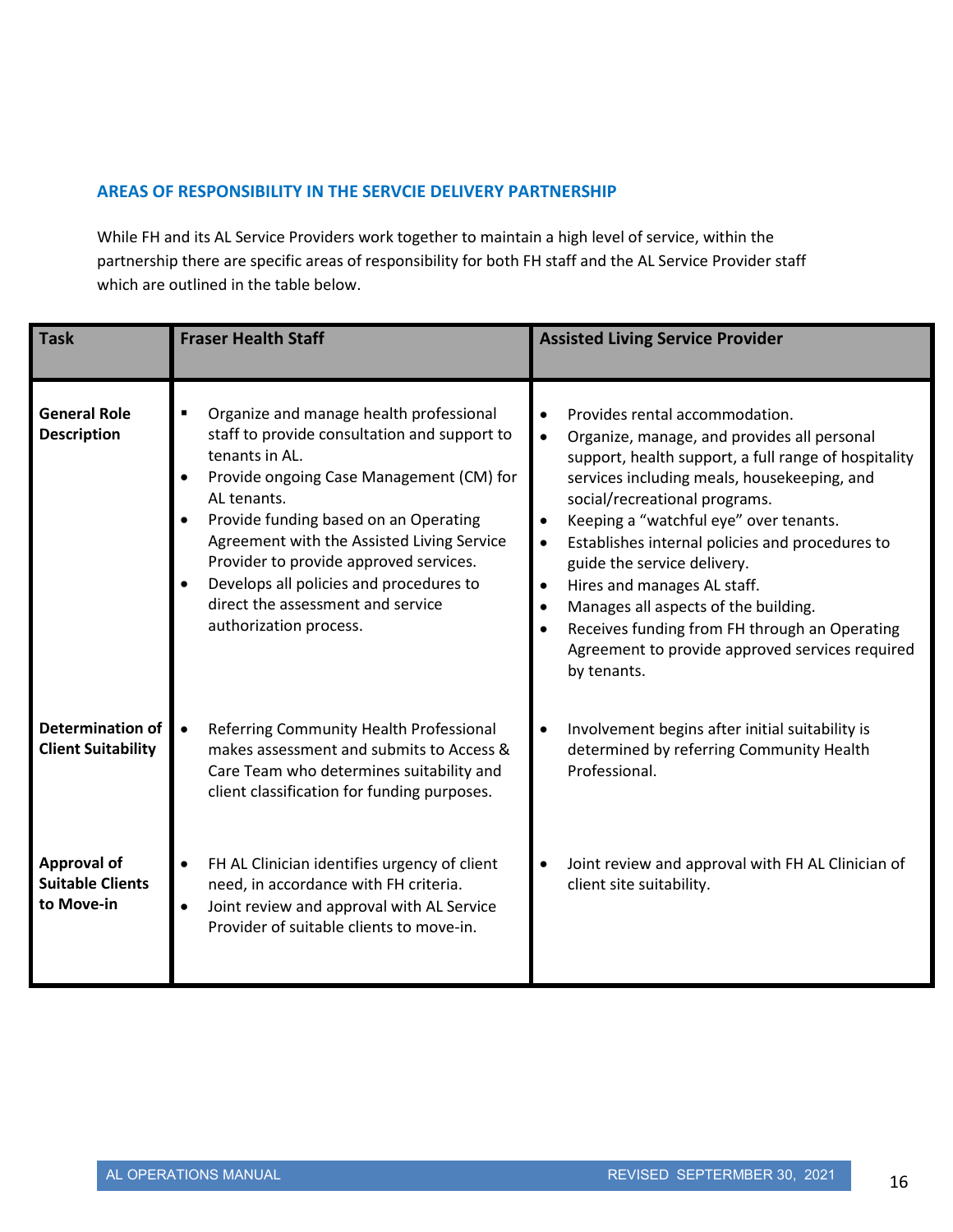## AREAS OF RESPONSIBILITY IN THE SERVCIE DELIVERY PARTNERSHIP

While FH and its AL Service Providers work together to maintain a high level of service, within the partnership there are specific areas of responsibility for both FH staff and the AL Service Provider staff which are outlined in the table below.

| Task | Fraser Health Staff | Assisted Living Service Provider |
|---|---|---|
| **General Role Description** | ▪ Organize and manage health professional staff to provide consultation and support to tenants in AL.<br>• Provide ongoing Case Management (CM) for AL tenants.<br>• Provide funding based on an Operating Agreement with the Assisted Living Service Provider to provide approved services.<br>• Develops all policies and procedures to direct the assessment and service authorization process. | • Provides rental accommodation.<br>• Organize, manage, and provides all personal support, health support, a full range of hospitality services including meals, housekeeping, and social/recreational programs.<br>• Keeping a "watchful eye" over tenants.<br>• Establishes internal policies and procedures to guide the service delivery.<br>• Hires and manages AL staff.<br>• Manages all aspects of the building.<br>• Receives funding from FH through an Operating Agreement to provide approved services required by tenants. |
| **Determination of Client Suitability** | • Referring Community Health Professional makes assessment and submits to Access & Care Team who determines suitability and client classification for funding purposes. | • Involvement begins after initial suitability is determined by referring Community Health Professional. |
| **Approval of Suitable Clients to Move-in** | • FH AL Clinician identifies urgency of client need, in accordance with FH criteria.<br>• Joint review and approval with AL Service Provider of suitable clients to move-in. | • Joint review and approval with FH AL Clinician of client site suitability. |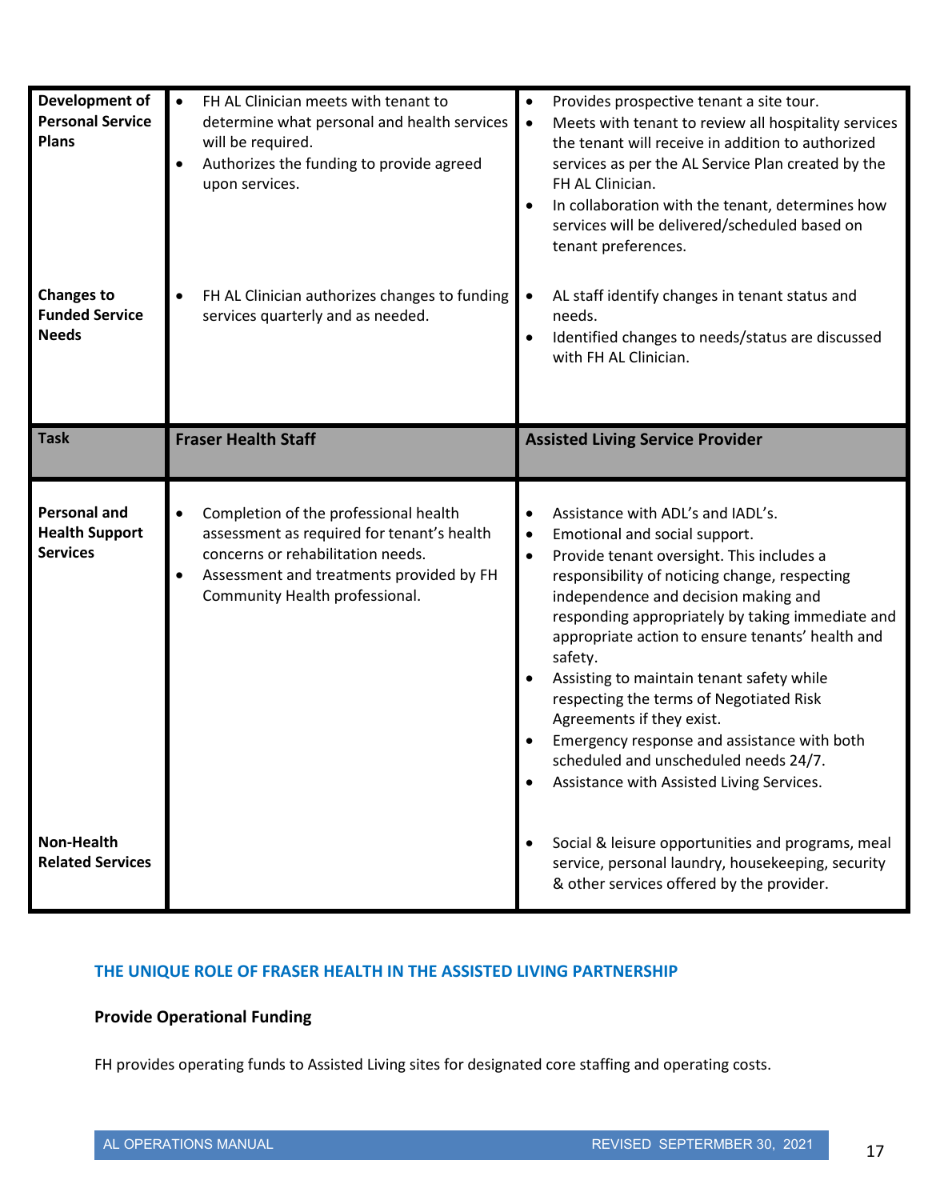| Task | Fraser Health Staff | Assisted Living Service Provider |
|---|---|---|
| **Development of Personal Service Plans** | • FH AL Clinician meets with tenant to determine what personal and health services will be required.<br>• Authorizes the funding to provide agreed upon services. | • Provides prospective tenant a site tour.<br>• Meets with tenant to review all hospitality services the tenant will receive in addition to authorized services as per the AL Service Plan created by the FH AL Clinician.<br>• In collaboration with the tenant, determines how services will be delivered/scheduled based on tenant preferences. |
| **Changes to Funded Service Needs** | • FH AL Clinician authorizes changes to funding services quarterly and as needed. | • AL staff identify changes in tenant status and needs.<br>• Identified changes to needs/status are discussed with FH AL Clinician. |
| **Task** | **Fraser Health Staff** | **Assisted Living Service Provider** |
| **Personal and Health Support Services** | • Completion of the professional health assessment as required for tenant's health concerns or rehabilitation needs.<br>• Assessment and treatments provided by FH Community Health professional. | • Assistance with ADL's and IADL's.<br>• Emotional and social support.<br>• Provide tenant oversight. This includes a responsibility of noticing change, respecting independence and decision making and responding appropriately by taking immediate and appropriate action to ensure tenants' health and safety.<br>• Assisting to maintain tenant safety while respecting the terms of Negotiated Risk Agreements if they exist.<br>• Emergency response and assistance with both scheduled and unscheduled needs 24/7.<br>• Assistance with Assisted Living Services. |
| **Non-Health Related Services** | | • Social & leisure opportunities and programs, meal service, personal laundry, housekeeping, security & other services offered by the provider. |

## THE UNIQUE ROLE OF FRASER HEALTH IN THE ASSISTED LIVING PARTNERSHIP

### Provide Operational Funding

FH provides operating funds to Assisted Living sites for designated core staffing and operating costs.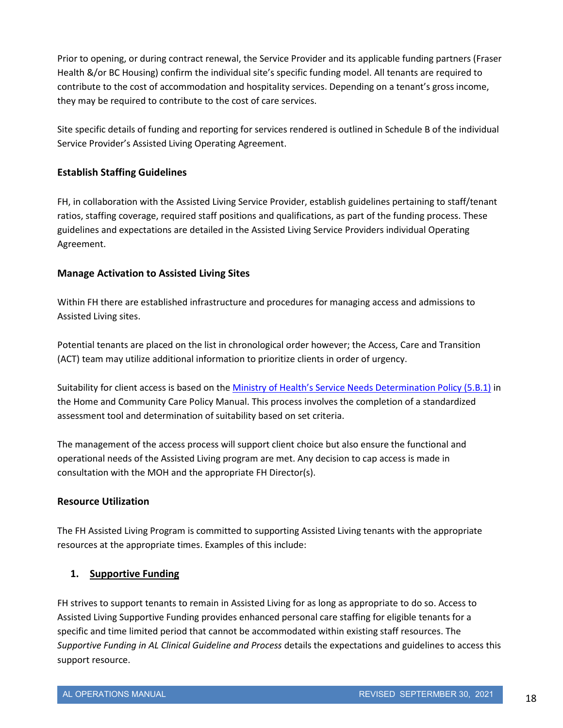Prior to opening, or during contract renewal, the Service Provider and its applicable funding partners (Fraser Health &/or BC Housing) confirm the individual site's specific funding model. All tenants are required to contribute to the cost of accommodation and hospitality services. Depending on a tenant's gross income, they may be required to contribute to the cost of care services.

Site specific details of funding and reporting for services rendered is outlined in Schedule B of the individual Service Provider's Assisted Living Operating Agreement.

### Establish Staffing Guidelines

FH, in collaboration with the Assisted Living Service Provider, establish guidelines pertaining to staff/tenant ratios, staffing coverage, required staff positions and qualifications, as part of the funding process. These guidelines and expectations are detailed in the Assisted Living Service Providers individual Operating Agreement.

### Manage Activation to Assisted Living Sites

Within FH there are established infrastructure and procedures for managing access and admissions to Assisted Living sites.

Potential tenants are placed on the list in chronological order however; the Access, Care and Transition (ACT) team may utilize additional information to prioritize clients in order of urgency.

Suitability for client access is based on the [Ministry of Health's Service Needs Determination Policy (5.B.1)]() in the Home and Community Care Policy Manual. This process involves the completion of a standardized assessment tool and determination of suitability based on set criteria.

The management of the access process will support client choice but also ensure the functional and operational needs of the Assisted Living program are met. Any decision to cap access is made in consultation with the MOH and the appropriate FH Director(s).

### Resource Utilization

The FH Assisted Living Program is committed to supporting Assisted Living tenants with the appropriate resources at the appropriate times. Examples of this include:

1. **Supportive Funding**

FH strives to support tenants to remain in Assisted Living for as long as appropriate to do so. Access to Assisted Living Supportive Funding provides enhanced personal care staffing for eligible tenants for a specific and time limited period that cannot be accommodated within existing staff resources. The *Supportive Funding in AL Clinical Guideline and Process* details the expectations and guidelines to access this support resource.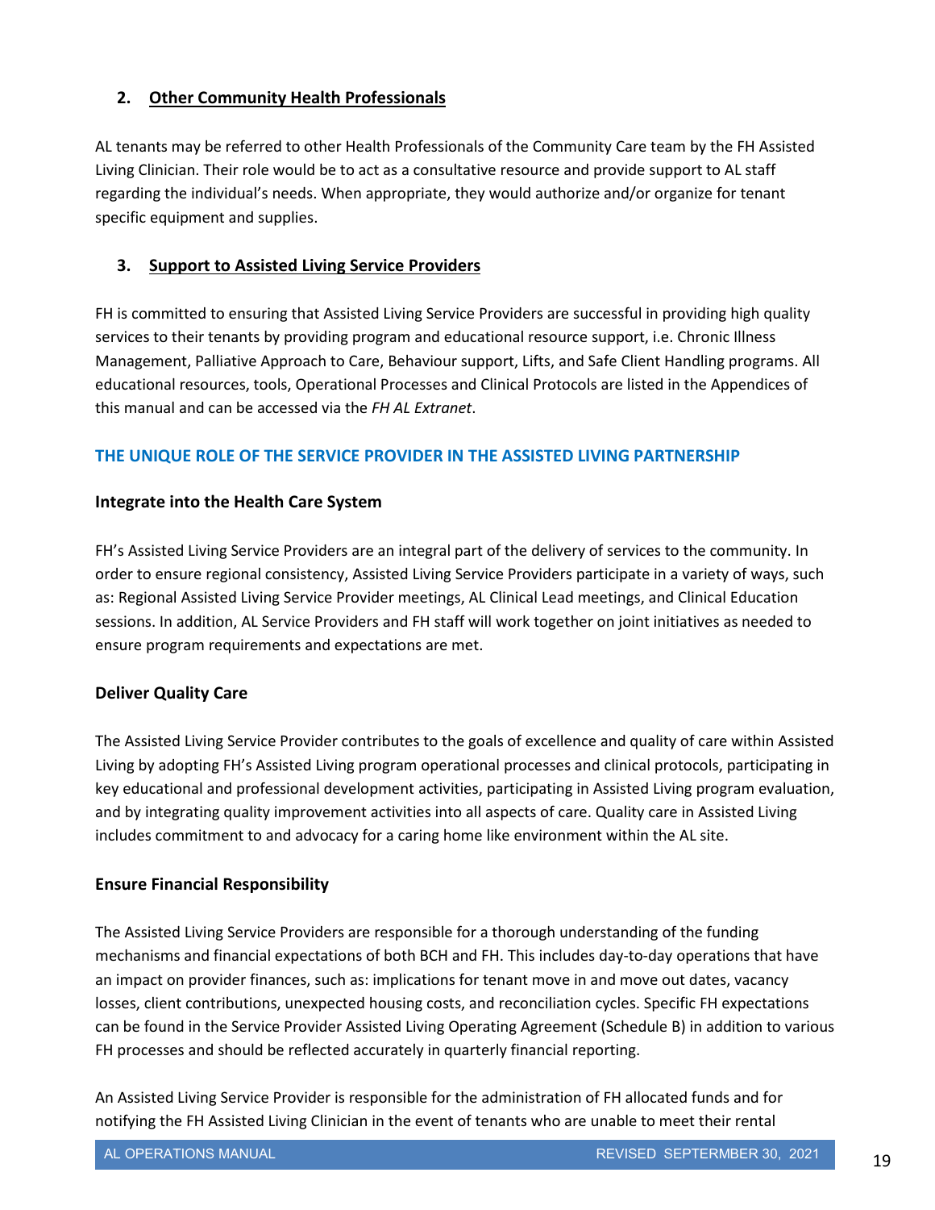### 2. Other Community Health Professionals

AL tenants may be referred to other Health Professionals of the Community Care team by the FH Assisted Living Clinician. Their role would be to act as a consultative resource and provide support to AL staff regarding the individual's needs. When appropriate, they would authorize and/or organize for tenant specific equipment and supplies.

### 3. Support to Assisted Living Service Providers

FH is committed to ensuring that Assisted Living Service Providers are successful in providing high quality services to their tenants by providing program and educational resource support, i.e. Chronic Illness Management, Palliative Approach to Care, Behaviour support, Lifts, and Safe Client Handling programs. All educational resources, tools, Operational Processes and Clinical Protocols are listed in the Appendices of this manual and can be accessed via the *FH AL Extranet*.

## THE UNIQUE ROLE OF THE SERVICE PROVIDER IN THE ASSISTED LIVING PARTNERSHIP

### Integrate into the Health Care System

FH's Assisted Living Service Providers are an integral part of the delivery of services to the community. In order to ensure regional consistency, Assisted Living Service Providers participate in a variety of ways, such as: Regional Assisted Living Service Provider meetings, AL Clinical Lead meetings, and Clinical Education sessions. In addition, AL Service Providers and FH staff will work together on joint initiatives as needed to ensure program requirements and expectations are met.

### Deliver Quality Care

The Assisted Living Service Provider contributes to the goals of excellence and quality of care within Assisted Living by adopting FH's Assisted Living program operational processes and clinical protocols, participating in key educational and professional development activities, participating in Assisted Living program evaluation, and by integrating quality improvement activities into all aspects of care. Quality care in Assisted Living includes commitment to and advocacy for a caring home like environment within the AL site.

### Ensure Financial Responsibility

The Assisted Living Service Providers are responsible for a thorough understanding of the funding mechanisms and financial expectations of both BCH and FH. This includes day-to-day operations that have an impact on provider finances, such as: implications for tenant move in and move out dates, vacancy losses, client contributions, unexpected housing costs, and reconciliation cycles. Specific FH expectations can be found in the Service Provider Assisted Living Operating Agreement (Schedule B) in addition to various FH processes and should be reflected accurately in quarterly financial reporting.

An Assisted Living Service Provider is responsible for the administration of FH allocated funds and for notifying the FH Assisted Living Clinician in the event of tenants who are unable to meet their rental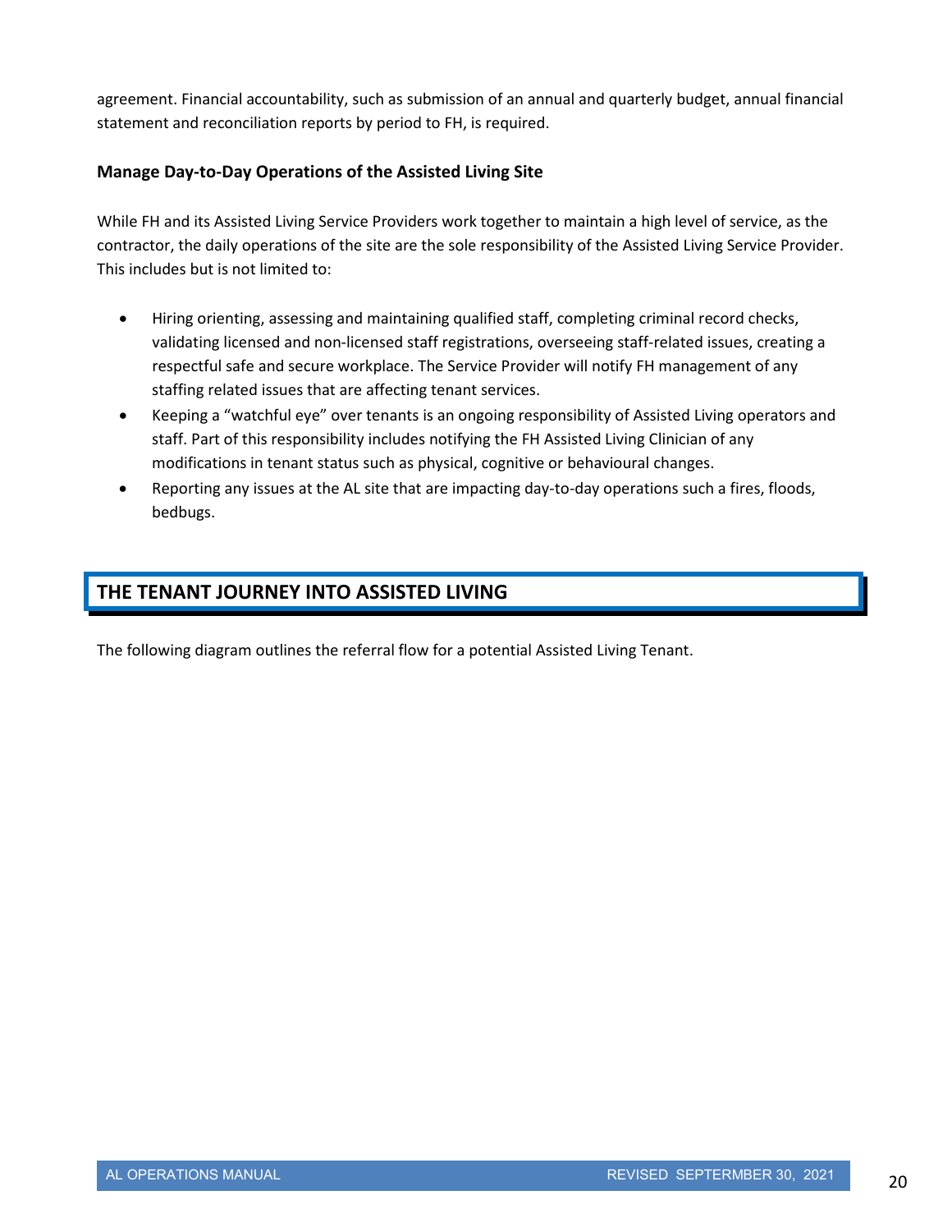agreement. Financial accountability, such as submission of an annual and quarterly budget, annual financial statement and reconciliation reports by period to FH, is required.

### Manage Day-to-Day Operations of the Assisted Living Site

While FH and its Assisted Living Service Providers work together to maintain a high level of service, as the contractor, the daily operations of the site are the sole responsibility of the Assisted Living Service Provider. This includes but is not limited to:

- Hiring orienting, assessing and maintaining qualified staff, completing criminal record checks, validating licensed and non-licensed staff registrations, overseeing staff-related issues, creating a respectful safe and secure workplace. The Service Provider will notify FH management of any staffing related issues that are affecting tenant services.
- Keeping a "watchful eye" over tenants is an ongoing responsibility of Assisted Living operators and staff. Part of this responsibility includes notifying the FH Assisted Living Clinician of any modifications in tenant status such as physical, cognitive or behavioural changes.
- Reporting any issues at the AL site that are impacting day-to-day operations such a fires, floods, bedbugs.

## THE TENANT JOURNEY INTO ASSISTED LIVING

The following diagram outlines the referral flow for a potential Assisted Living Tenant.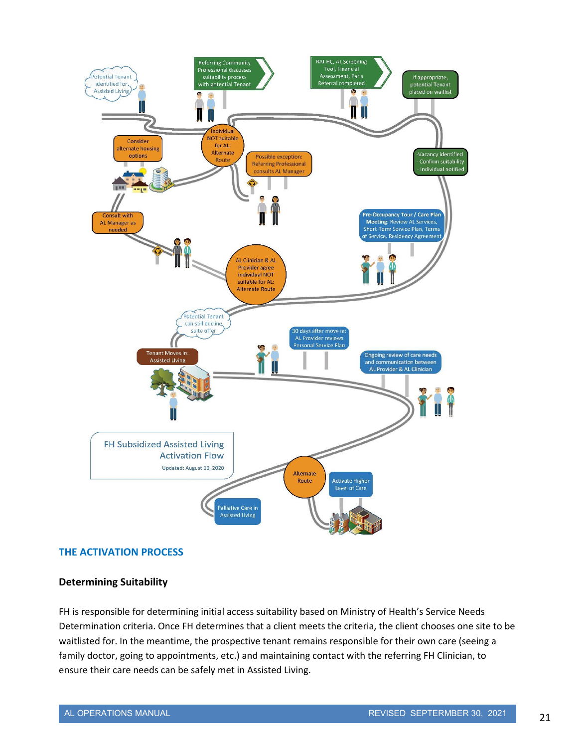**FH Subsidized Assisted Living Activation Flow**

Updated: August 10, 2020

- Potential Tenant identified for Assisted Living
- Referring Community Professional discusses suitability process with potential Tenant
- Individual NOT suitable for AL: Alternate Route
  - Consider alternate housing options
  - Consult with AL Manager as needed
  - Possible exception: Referring Professional consults AL Manager
- RAI-HC, AL Screening Tool, Financial Assessment, Paris Referral completed
- If appropriate, potential Tenant placed on waitlist
- -Vacancy identified
  - Confirm suitability
  - Individual notified
- **Pre-Occupancy Tour / Care Plan Meeting:** Review AL Services, Short-Term Service Plan, Terms of Service, Residency Agreement
- AL Clinician & AL Provider agree individual NOT suitable for AL: Alternate Route
- Potential Tenant can still decline suite offer
- Tenant Moves In: Assisted Living
- 30 days after move in: AL Provider reviews Personal Service Plan
- Ongoing review of care needs and communication between AL Provider & AL Clinician
- Alternate Route
  - Activate Higher Level of Care
- Palliative Care in Assisted Living

## THE ACTIVATION PROCESS

### Determining Suitability

FH is responsible for determining initial access suitability based on Ministry of Health's Service Needs Determination criteria. Once FH determines that a client meets the criteria, the client chooses one site to be waitlisted for. In the meantime, the prospective tenant remains responsible for their own care (seeing a family doctor, going to appointments, etc.) and maintaining contact with the referring FH Clinician, to ensure their care needs can be safely met in Assisted Living.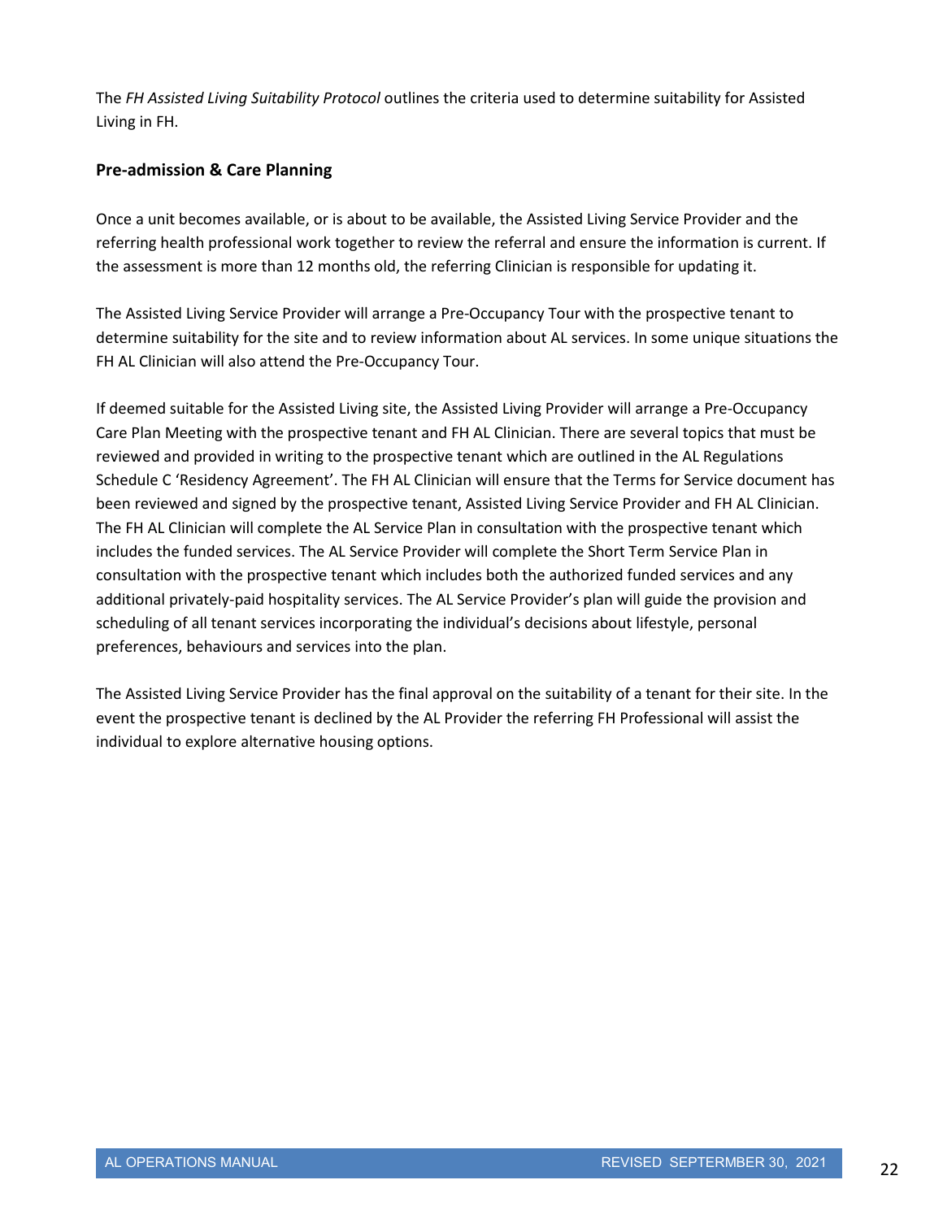The *FH Assisted Living Suitability Protocol* outlines the criteria used to determine suitability for Assisted Living in FH.

### Pre-admission & Care Planning

Once a unit becomes available, or is about to be available, the Assisted Living Service Provider and the referring health professional work together to review the referral and ensure the information is current. If the assessment is more than 12 months old, the referring Clinician is responsible for updating it.

The Assisted Living Service Provider will arrange a Pre-Occupancy Tour with the prospective tenant to determine suitability for the site and to review information about AL services. In some unique situations the FH AL Clinician will also attend the Pre-Occupancy Tour.

If deemed suitable for the Assisted Living site, the Assisted Living Provider will arrange a Pre-Occupancy Care Plan Meeting with the prospective tenant and FH AL Clinician. There are several topics that must be reviewed and provided in writing to the prospective tenant which are outlined in the AL Regulations Schedule C 'Residency Agreement'. The FH AL Clinician will ensure that the Terms for Service document has been reviewed and signed by the prospective tenant, Assisted Living Service Provider and FH AL Clinician. The FH AL Clinician will complete the AL Service Plan in consultation with the prospective tenant which includes the funded services. The AL Service Provider will complete the Short Term Service Plan in consultation with the prospective tenant which includes both the authorized funded services and any additional privately-paid hospitality services. The AL Service Provider's plan will guide the provision and scheduling of all tenant services incorporating the individual's decisions about lifestyle, personal preferences, behaviours and services into the plan.

The Assisted Living Service Provider has the final approval on the suitability of a tenant for their site. In the event the prospective tenant is declined by the AL Provider the referring FH Professional will assist the individual to explore alternative housing options.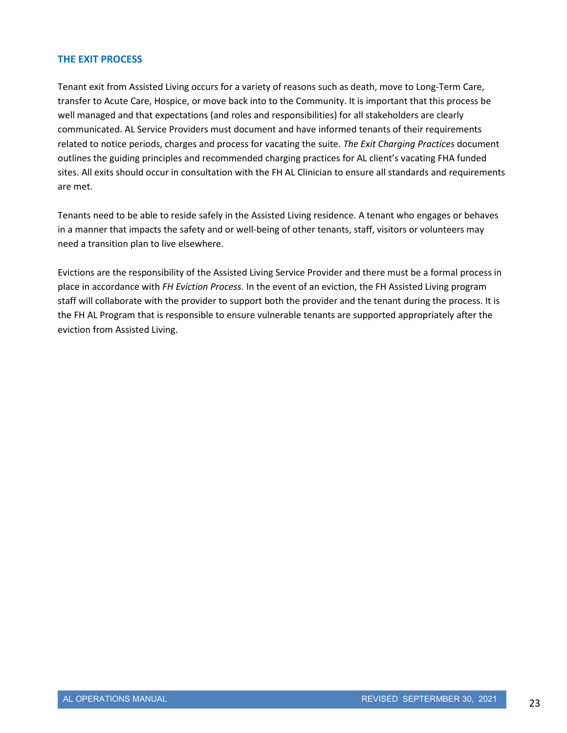## THE EXIT PROCESS

Tenant exit from Assisted Living occurs for a variety of reasons such as death, move to Long-Term Care, transfer to Acute Care, Hospice, or move back into to the Community. It is important that this process be well managed and that expectations (and roles and responsibilities) for all stakeholders are clearly communicated. AL Service Providers must document and have informed tenants of their requirements related to notice periods, charges and process for vacating the suite. *The Exit Charging Practices* document outlines the guiding principles and recommended charging practices for AL client's vacating FHA funded sites. All exits should occur in consultation with the FH AL Clinician to ensure all standards and requirements are met.

Tenants need to be able to reside safely in the Assisted Living residence. A tenant who engages or behaves in a manner that impacts the safety and or well-being of other tenants, staff, visitors or volunteers may need a transition plan to live elsewhere.

Evictions are the responsibility of the Assisted Living Service Provider and there must be a formal process in place in accordance with *FH Eviction Process.* In the event of an eviction, the FH Assisted Living program staff will collaborate with the provider to support both the provider and the tenant during the process. It is the FH AL Program that is responsible to ensure vulnerable tenants are supported appropriately after the eviction from Assisted Living.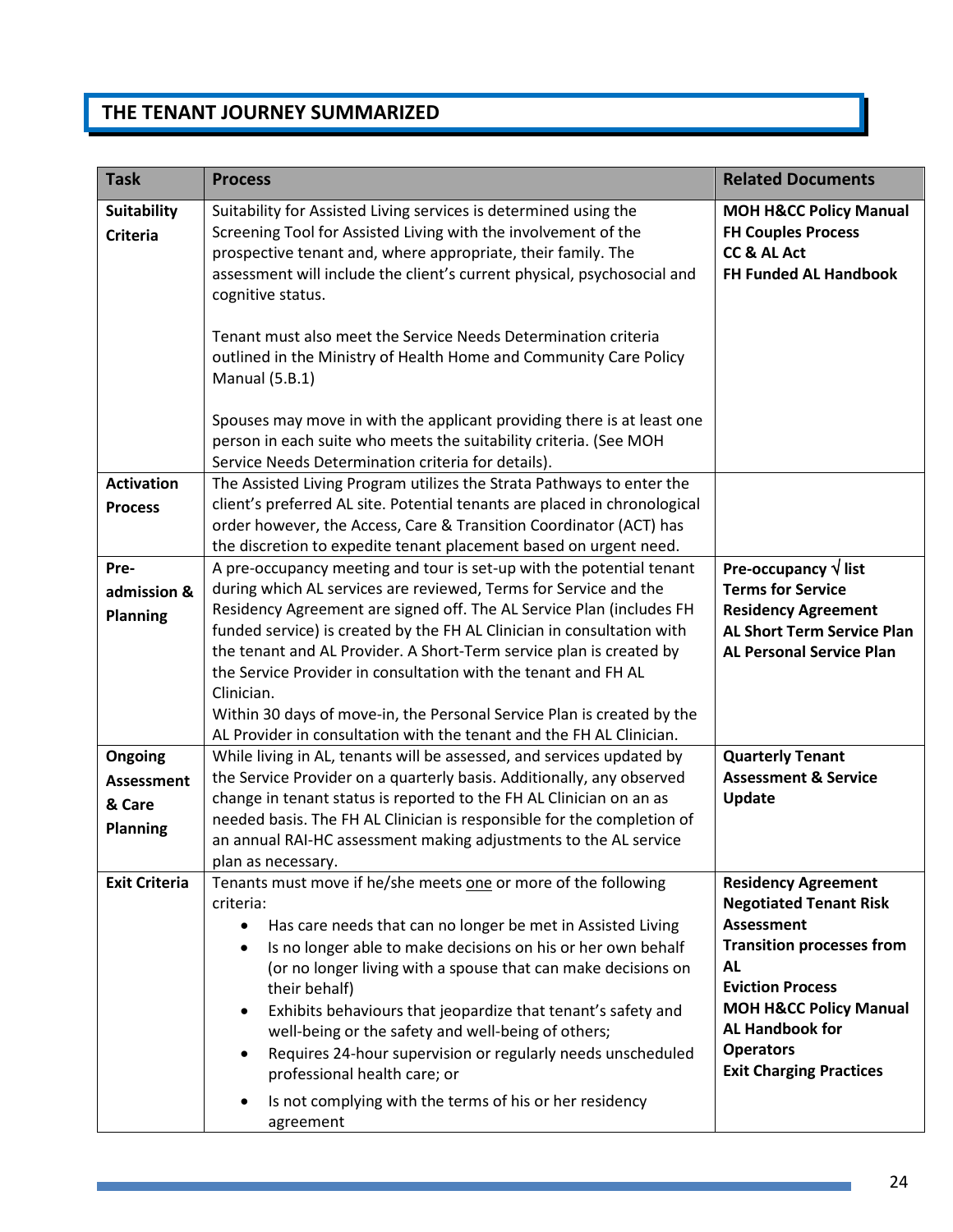## THE TENANT JOURNEY SUMMARIZED

| Task | Process | Related Documents |
|---|---|---|
| **Suitability Criteria** | Suitability for Assisted Living services is determined using the Screening Tool for Assisted Living with the involvement of the prospective tenant and, where appropriate, their family. The assessment will include the client's current physical, psychosocial and cognitive status.<br><br>Tenant must also meet the Service Needs Determination criteria outlined in the Ministry of Health Home and Community Care Policy Manual (5.B.1)<br><br>Spouses may move in with the applicant providing there is at least one person in each suite who meets the suitability criteria. (See MOH Service Needs Determination criteria for details). | **MOH H&CC Policy Manual**<br>**FH Couples Process**<br>**CC & AL Act**<br>**FH Funded AL Handbook** |
| **Activation Process** | The Assisted Living Program utilizes the Strata Pathways to enter the client's preferred AL site. Potential tenants are placed in chronological order however, the Access, Care & Transition Coordinator (ACT) has the discretion to expedite tenant placement based on urgent need. | |
| **Pre-admission & Planning** | A pre-occupancy meeting and tour is set-up with the potential tenant during which AL services are reviewed, Terms for Service and the Residency Agreement are signed off. The AL Service Plan (includes FH funded service) is created by the FH AL Clinician in consultation with the tenant and AL Provider. A Short-Term service plan is created by the Service Provider in consultation with the tenant and FH AL Clinician.<br>Within 30 days of move-in, the Personal Service Plan is created by the AL Provider in consultation with the tenant and the FH AL Clinician. | **Pre-occupancy √ list**<br>**Terms for Service**<br>**Residency Agreement**<br>**AL Short Term Service Plan**<br>**AL Personal Service Plan** |
| **Ongoing Assessment & Care Planning** | While living in AL, tenants will be assessed, and services updated by the Service Provider on a quarterly basis. Additionally, any observed change in tenant status is reported to the FH AL Clinician on an as needed basis. The FH AL Clinician is responsible for the completion of an annual RAI-HC assessment making adjustments to the AL service plan as necessary. | **Quarterly Tenant Assessment & Service Update** |
| **Exit Criteria** | Tenants must move if he/she meets <u>one</u> or more of the following criteria:<br>• Has care needs that can no longer be met in Assisted Living<br>• Is no longer able to make decisions on his or her own behalf (or no longer living with a spouse that can make decisions on their behalf)<br>• Exhibits behaviours that jeopardize that tenant's safety and well-being or the safety and well-being of others;<br>• Requires 24-hour supervision or regularly needs unscheduled professional health care; or<br>• Is not complying with the terms of his or her residency agreement | **Residency Agreement**<br>**Negotiated Tenant Risk Assessment**<br>**Transition processes from AL**<br>**Eviction Process**<br>**MOH H&CC Policy Manual**<br>**AL Handbook for Operators**<br>**Exit Charging Practices** |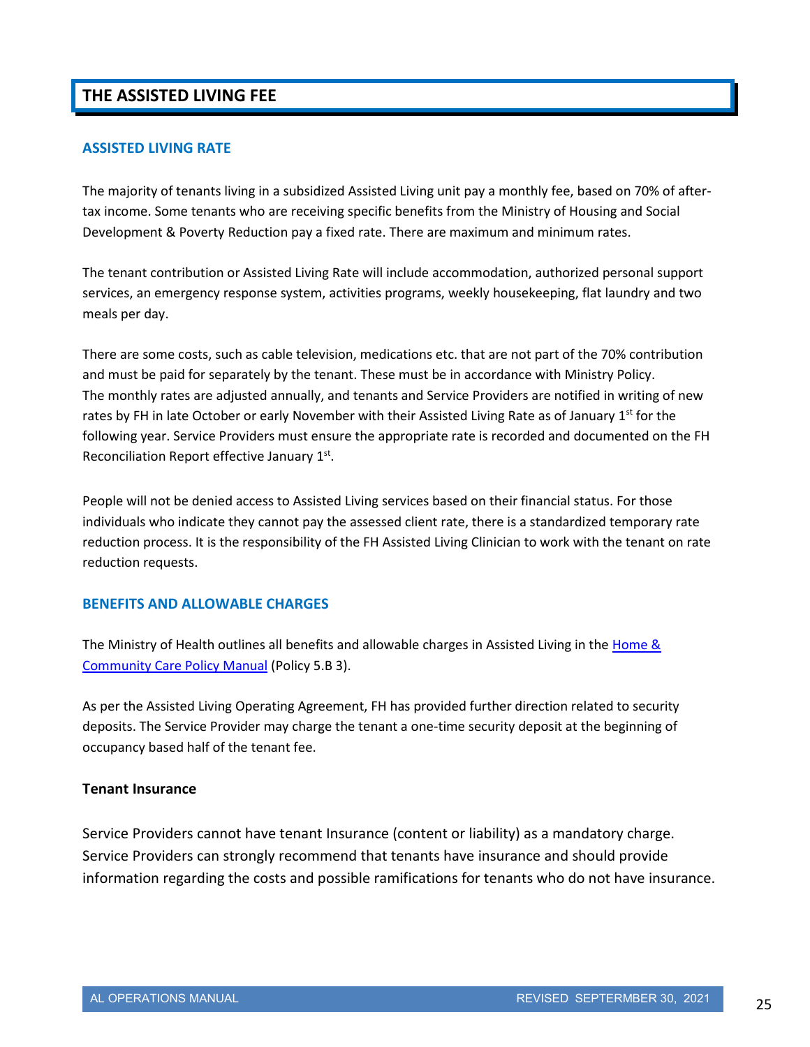# THE ASSISTED LIVING FEE

## ASSISTED LIVING RATE

The majority of tenants living in a subsidized Assisted Living unit pay a monthly fee, based on 70% of after-tax income. Some tenants who are receiving specific benefits from the Ministry of Housing and Social Development & Poverty Reduction pay a fixed rate. There are maximum and minimum rates.

The tenant contribution or Assisted Living Rate will include accommodation, authorized personal support services, an emergency response system, activities programs, weekly housekeeping, flat laundry and two meals per day.

There are some costs, such as cable television, medications etc. that are not part of the 70% contribution and must be paid for separately by the tenant. These must be in accordance with Ministry Policy. The monthly rates are adjusted annually, and tenants and Service Providers are notified in writing of new rates by FH in late October or early November with their Assisted Living Rate as of January 1st for the following year. Service Providers must ensure the appropriate rate is recorded and documented on the FH Reconciliation Report effective January 1st.

People will not be denied access to Assisted Living services based on their financial status. For those individuals who indicate they cannot pay the assessed client rate, there is a standardized temporary rate reduction process. It is the responsibility of the FH Assisted Living Clinician to work with the tenant on rate reduction requests.

## BENEFITS AND ALLOWABLE CHARGES

The Ministry of Health outlines all benefits and allowable charges in Assisted Living in the [Home & Community Care Policy Manual] (Policy 5.B 3).

As per the Assisted Living Operating Agreement, FH has provided further direction related to security deposits. The Service Provider may charge the tenant a one-time security deposit at the beginning of occupancy based half of the tenant fee.

### Tenant Insurance

Service Providers cannot have tenant Insurance (content or liability) as a mandatory charge. Service Providers can strongly recommend that tenants have insurance and should provide information regarding the costs and possible ramifications for tenants who do not have insurance.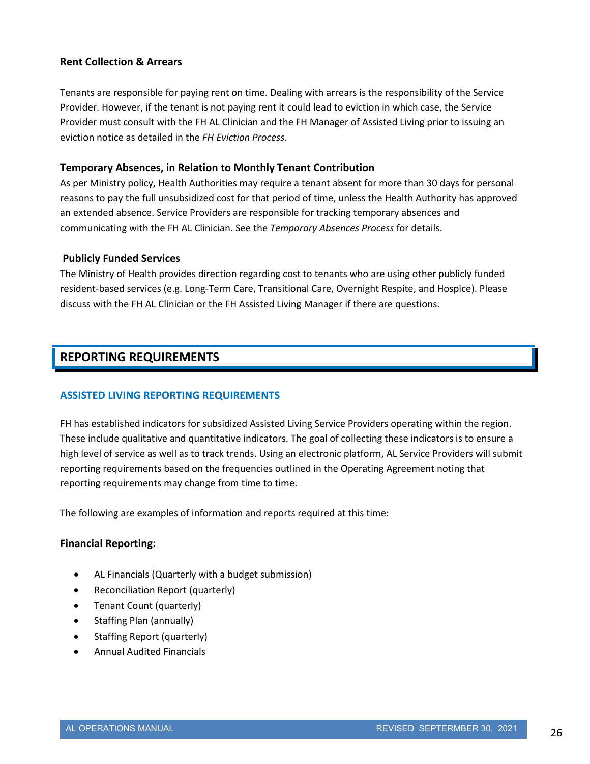### Rent Collection & Arrears

Tenants are responsible for paying rent on time. Dealing with arrears is the responsibility of the Service Provider. However, if the tenant is not paying rent it could lead to eviction in which case, the Service Provider must consult with the FH AL Clinician and the FH Manager of Assisted Living prior to issuing an eviction notice as detailed in the *FH Eviction Process*.

### Temporary Absences, in Relation to Monthly Tenant Contribution

As per Ministry policy, Health Authorities may require a tenant absent for more than 30 days for personal reasons to pay the full unsubsidized cost for that period of time, unless the Health Authority has approved an extended absence. Service Providers are responsible for tracking temporary absences and communicating with the FH AL Clinician. See the *Temporary Absences Process* for details.

### Publicly Funded Services

The Ministry of Health provides direction regarding cost to tenants who are using other publicly funded resident-based services (e.g. Long-Term Care, Transitional Care, Overnight Respite, and Hospice). Please discuss with the FH AL Clinician or the FH Assisted Living Manager if there are questions.

# REPORTING REQUIREMENTS

## ASSISTED LIVING REPORTING REQUIREMENTS

FH has established indicators for subsidized Assisted Living Service Providers operating within the region. These include qualitative and quantitative indicators. The goal of collecting these indicators is to ensure a high level of service as well as to track trends. Using an electronic platform, AL Service Providers will submit reporting requirements based on the frequencies outlined in the Operating Agreement noting that reporting requirements may change from time to time.

The following are examples of information and reports required at this time:

**Financial Reporting:**

- AL Financials (Quarterly with a budget submission)
- Reconciliation Report (quarterly)
- Tenant Count (quarterly)
- Staffing Plan (annually)
- Staffing Report (quarterly)
- Annual Audited Financials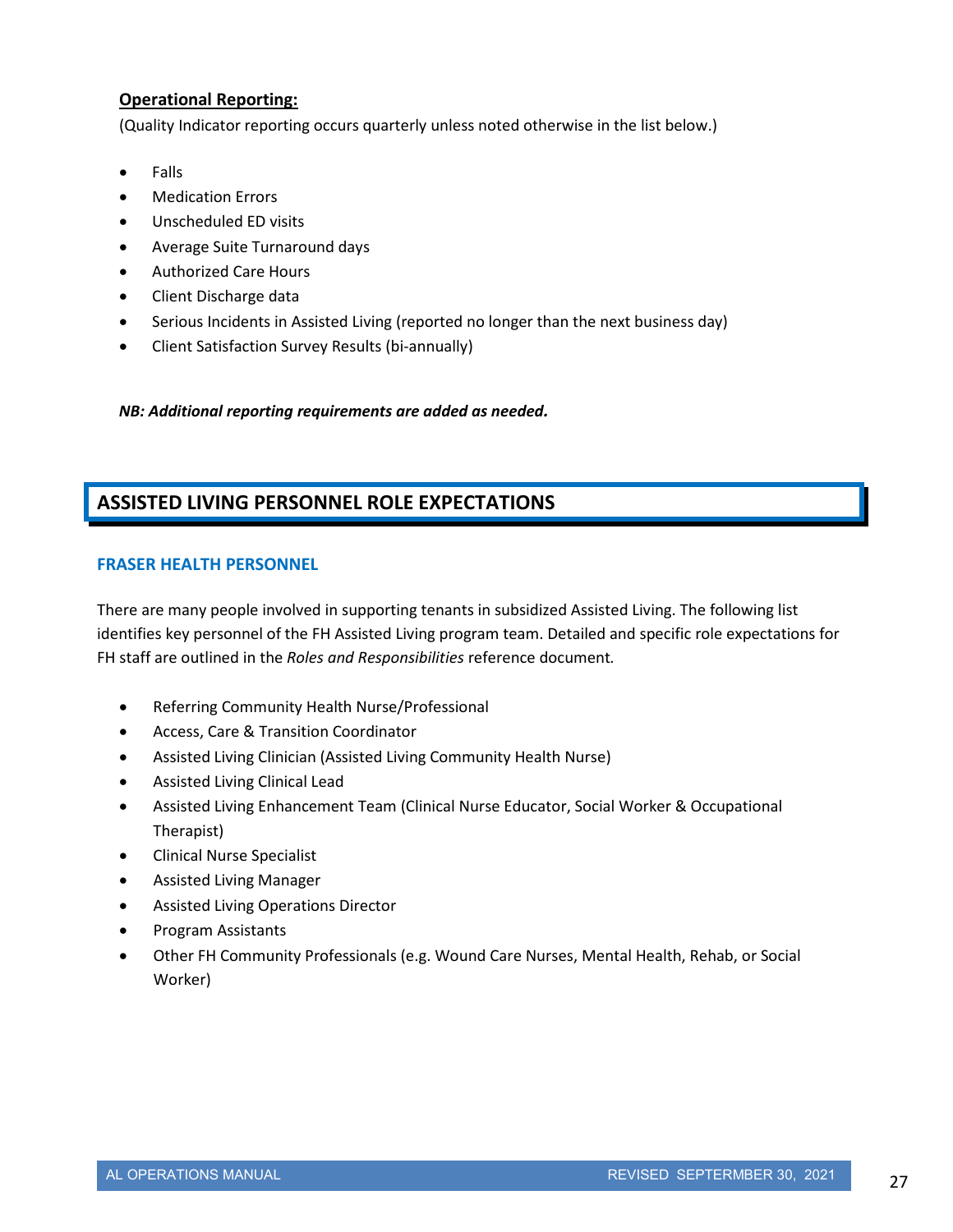**Operational Reporting:**

(Quality Indicator reporting occurs quarterly unless noted otherwise in the list below.)

- Falls
- Medication Errors
- Unscheduled ED visits
- Average Suite Turnaround days
- Authorized Care Hours
- Client Discharge data
- Serious Incidents in Assisted Living (reported no longer than the next business day)
- Client Satisfaction Survey Results (bi-annually)

***NB: Additional reporting requirements are added as needed.***

## ASSISTED LIVING PERSONNEL ROLE EXPECTATIONS

### FRASER HEALTH PERSONNEL

There are many people involved in supporting tenants in subsidized Assisted Living. The following list identifies key personnel of the FH Assisted Living program team. Detailed and specific role expectations for FH staff are outlined in the *Roles and Responsibilities* reference document.

- Referring Community Health Nurse/Professional
- Access, Care & Transition Coordinator
- Assisted Living Clinician (Assisted Living Community Health Nurse)
- Assisted Living Clinical Lead
- Assisted Living Enhancement Team (Clinical Nurse Educator, Social Worker & Occupational Therapist)
- Clinical Nurse Specialist
- Assisted Living Manager
- Assisted Living Operations Director
- Program Assistants
- Other FH Community Professionals (e.g. Wound Care Nurses, Mental Health, Rehab, or Social Worker)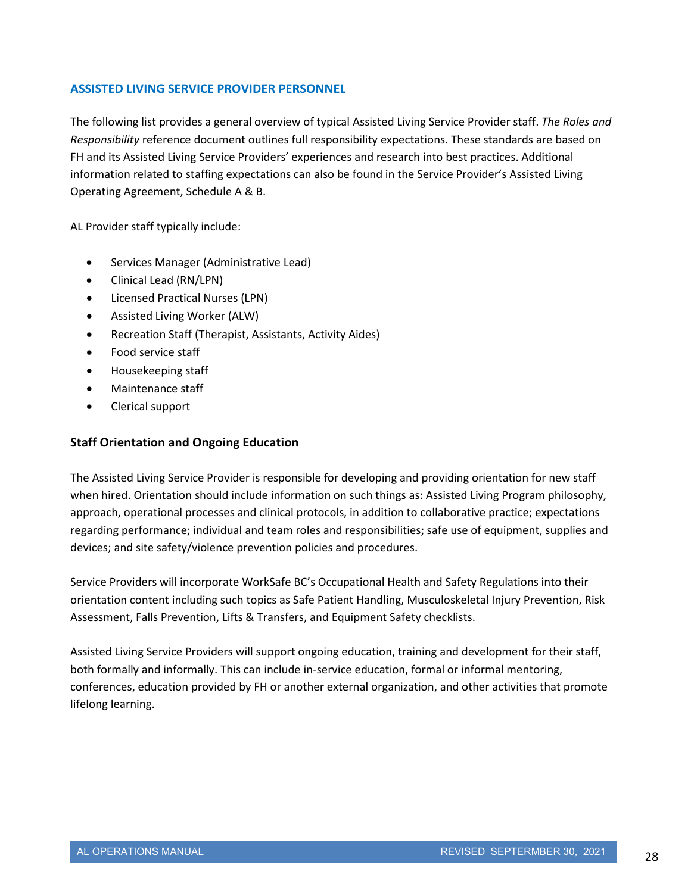## ASSISTED LIVING SERVICE PROVIDER PERSONNEL

The following list provides a general overview of typical Assisted Living Service Provider staff. *The Roles and Responsibility* reference document outlines full responsibility expectations. These standards are based on FH and its Assisted Living Service Providers' experiences and research into best practices. Additional information related to staffing expectations can also be found in the Service Provider's Assisted Living Operating Agreement, Schedule A & B.

AL Provider staff typically include:

- Services Manager (Administrative Lead)
- Clinical Lead (RN/LPN)
- Licensed Practical Nurses (LPN)
- Assisted Living Worker (ALW)
- Recreation Staff (Therapist, Assistants, Activity Aides)
- Food service staff
- Housekeeping staff
- Maintenance staff
- Clerical support

### Staff Orientation and Ongoing Education

The Assisted Living Service Provider is responsible for developing and providing orientation for new staff when hired. Orientation should include information on such things as: Assisted Living Program philosophy, approach, operational processes and clinical protocols, in addition to collaborative practice; expectations regarding performance; individual and team roles and responsibilities; safe use of equipment, supplies and devices; and site safety/violence prevention policies and procedures.

Service Providers will incorporate WorkSafe BC's Occupational Health and Safety Regulations into their orientation content including such topics as Safe Patient Handling, Musculoskeletal Injury Prevention, Risk Assessment, Falls Prevention, Lifts & Transfers, and Equipment Safety checklists.

Assisted Living Service Providers will support ongoing education, training and development for their staff, both formally and informally. This can include in-service education, formal or informal mentoring, conferences, education provided by FH or another external organization, and other activities that promote lifelong learning.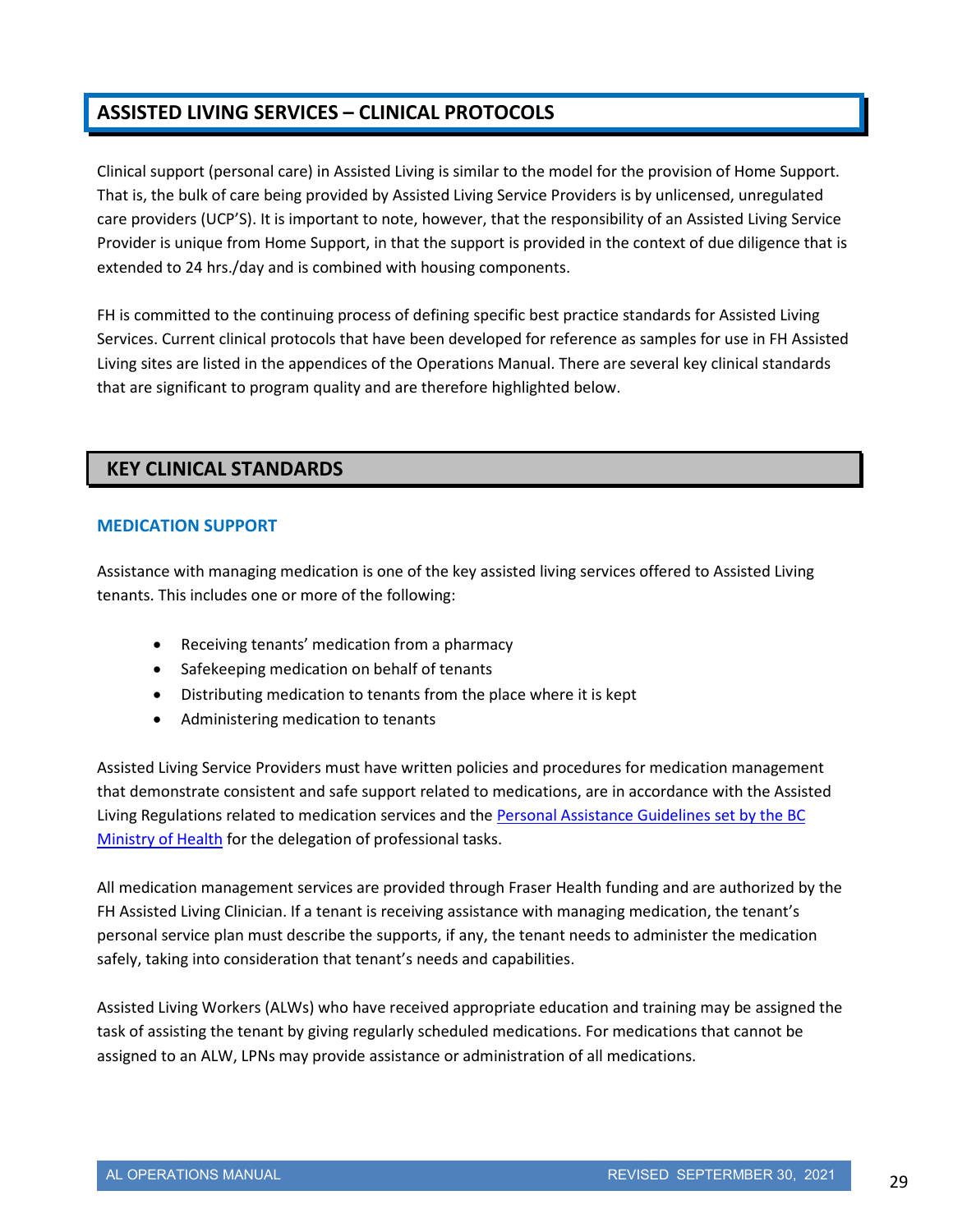## ASSISTED LIVING SERVICES – CLINICAL PROTOCOLS

Clinical support (personal care) in Assisted Living is similar to the model for the provision of Home Support. That is, the bulk of care being provided by Assisted Living Service Providers is by unlicensed, unregulated care providers (UCP'S). It is important to note, however, that the responsibility of an Assisted Living Service Provider is unique from Home Support, in that the support is provided in the context of due diligence that is extended to 24 hrs./day and is combined with housing components.

FH is committed to the continuing process of defining specific best practice standards for Assisted Living Services. Current clinical protocols that have been developed for reference as samples for use in FH Assisted Living sites are listed in the appendices of the Operations Manual. There are several key clinical standards that are significant to program quality and are therefore highlighted below.

## KEY CLINICAL STANDARDS

### MEDICATION SUPPORT

Assistance with managing medication is one of the key assisted living services offered to Assisted Living tenants. This includes one or more of the following:

- Receiving tenants' medication from a pharmacy
- Safekeeping medication on behalf of tenants
- Distributing medication to tenants from the place where it is kept
- Administering medication to tenants

Assisted Living Service Providers must have written policies and procedures for medication management that demonstrate consistent and safe support related to medications, are in accordance with the Assisted Living Regulations related to medication services and the Personal Assistance Guidelines set by the BC Ministry of Health for the delegation of professional tasks.

All medication management services are provided through Fraser Health funding and are authorized by the FH Assisted Living Clinician. If a tenant is receiving assistance with managing medication, the tenant's personal service plan must describe the supports, if any, the tenant needs to administer the medication safely, taking into consideration that tenant's needs and capabilities.

Assisted Living Workers (ALWs) who have received appropriate education and training may be assigned the task of assisting the tenant by giving regularly scheduled medications. For medications that cannot be assigned to an ALW, LPNs may provide assistance or administration of all medications.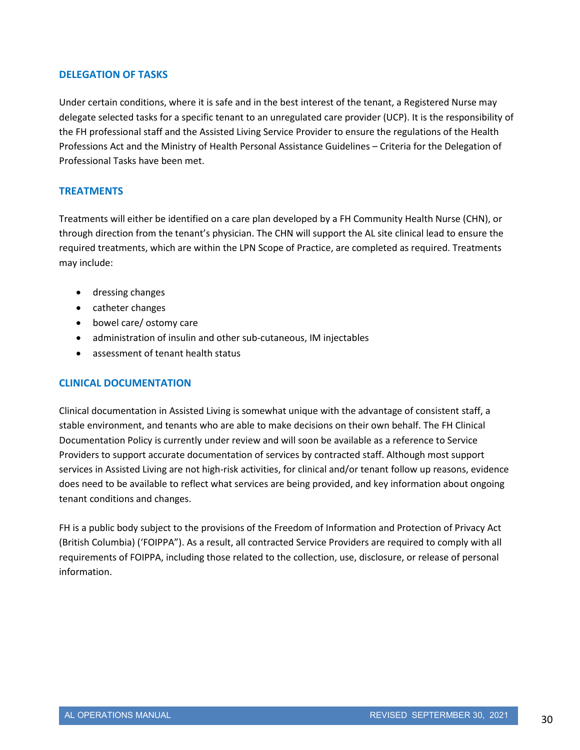## DELEGATION OF TASKS

Under certain conditions, where it is safe and in the best interest of the tenant, a Registered Nurse may delegate selected tasks for a specific tenant to an unregulated care provider (UCP). It is the responsibility of the FH professional staff and the Assisted Living Service Provider to ensure the regulations of the Health Professions Act and the Ministry of Health Personal Assistance Guidelines – Criteria for the Delegation of Professional Tasks have been met.

## TREATMENTS

Treatments will either be identified on a care plan developed by a FH Community Health Nurse (CHN), or through direction from the tenant's physician. The CHN will support the AL site clinical lead to ensure the required treatments, which are within the LPN Scope of Practice, are completed as required. Treatments may include:

- dressing changes
- catheter changes
- bowel care/ ostomy care
- administration of insulin and other sub-cutaneous, IM injectables
- assessment of tenant health status

## CLINICAL DOCUMENTATION

Clinical documentation in Assisted Living is somewhat unique with the advantage of consistent staff, a stable environment, and tenants who are able to make decisions on their own behalf. The FH Clinical Documentation Policy is currently under review and will soon be available as a reference to Service Providers to support accurate documentation of services by contracted staff. Although most support services in Assisted Living are not high-risk activities, for clinical and/or tenant follow up reasons, evidence does need to be available to reflect what services are being provided, and key information about ongoing tenant conditions and changes.

FH is a public body subject to the provisions of the Freedom of Information and Protection of Privacy Act (British Columbia) ('FOIPPA"). As a result, all contracted Service Providers are required to comply with all requirements of FOIPPA, including those related to the collection, use, disclosure, or release of personal information.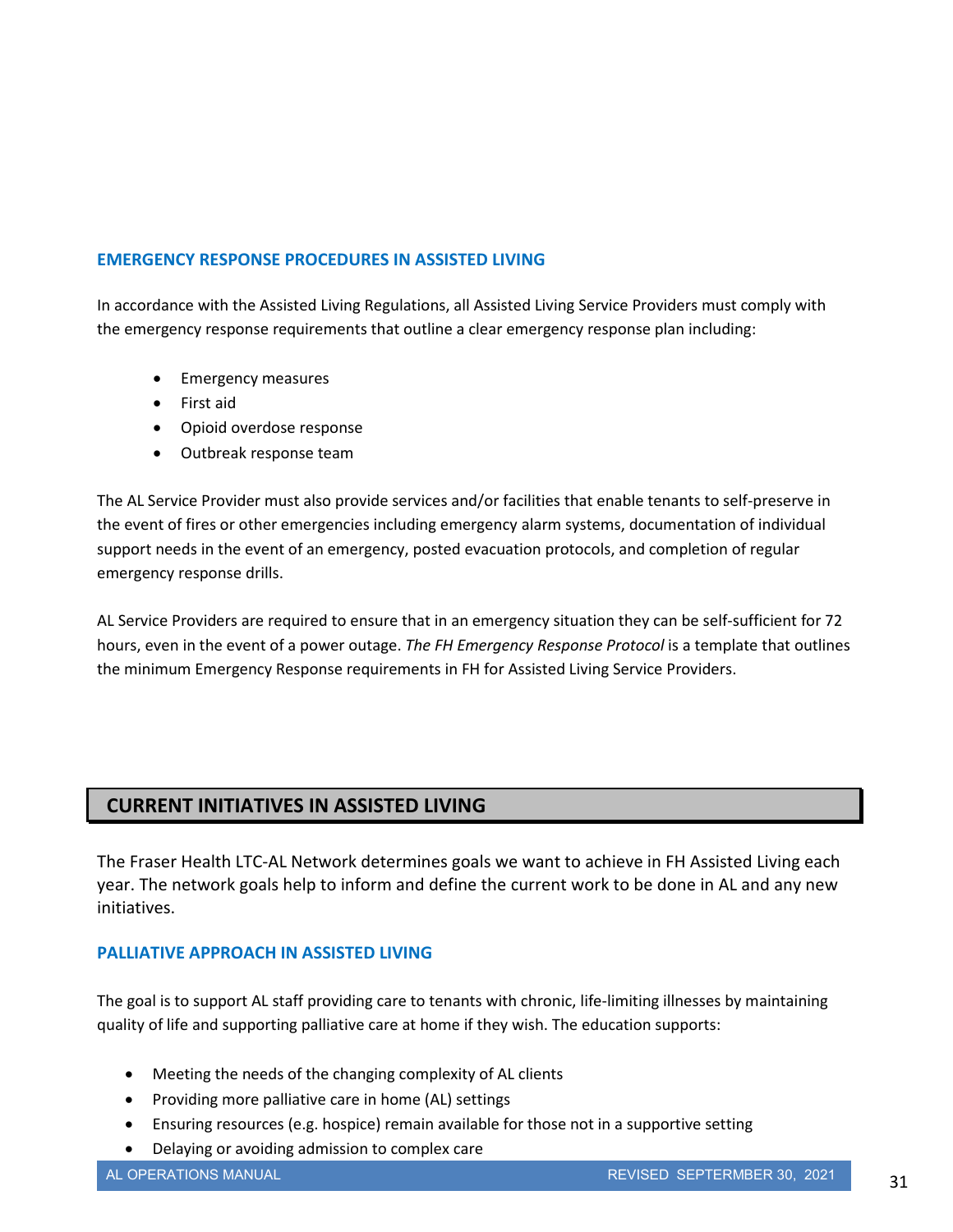### EMERGENCY RESPONSE PROCEDURES IN ASSISTED LIVING

In accordance with the Assisted Living Regulations, all Assisted Living Service Providers must comply with the emergency response requirements that outline a clear emergency response plan including:

- Emergency measures
- First aid
- Opioid overdose response
- Outbreak response team

The AL Service Provider must also provide services and/or facilities that enable tenants to self-preserve in the event of fires or other emergencies including emergency alarm systems, documentation of individual support needs in the event of an emergency, posted evacuation protocols, and completion of regular emergency response drills.

AL Service Providers are required to ensure that in an emergency situation they can be self-sufficient for 72 hours, even in the event of a power outage. *The FH Emergency Response Protocol* is a template that outlines the minimum Emergency Response requirements in FH for Assisted Living Service Providers.

## CURRENT INITIATIVES IN ASSISTED LIVING

The Fraser Health LTC-AL Network determines goals we want to achieve in FH Assisted Living each year. The network goals help to inform and define the current work to be done in AL and any new initiatives.

### PALLIATIVE APPROACH IN ASSISTED LIVING

The goal is to support AL staff providing care to tenants with chronic, life-limiting illnesses by maintaining quality of life and supporting palliative care at home if they wish. The education supports:

- Meeting the needs of the changing complexity of AL clients
- Providing more palliative care in home (AL) settings
- Ensuring resources (e.g. hospice) remain available for those not in a supportive setting
- Delaying or avoiding admission to complex care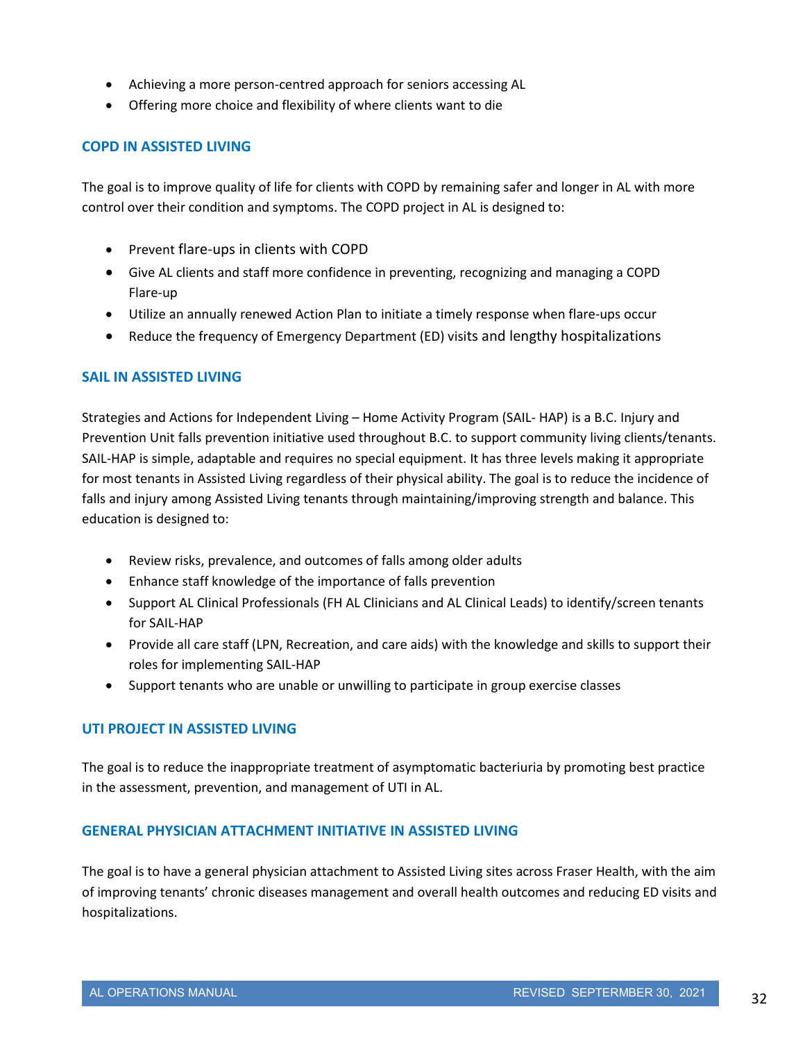- Achieving a more person-centred approach for seniors accessing AL
- Offering more choice and flexibility of where clients want to die

## COPD IN ASSISTED LIVING

The goal is to improve quality of life for clients with COPD by remaining safer and longer in AL with more control over their condition and symptoms. The COPD project in AL is designed to:

- Prevent flare-ups in clients with COPD
- Give AL clients and staff more confidence in preventing, recognizing and managing a COPD Flare-up
- Utilize an annually renewed Action Plan to initiate a timely response when flare-ups occur
- Reduce the frequency of Emergency Department (ED) visits and lengthy hospitalizations

## SAIL IN ASSISTED LIVING

Strategies and Actions for Independent Living – Home Activity Program (SAIL- HAP) is a B.C. Injury and Prevention Unit falls prevention initiative used throughout B.C. to support community living clients/tenants. SAIL-HAP is simple, adaptable and requires no special equipment. It has three levels making it appropriate for most tenants in Assisted Living regardless of their physical ability. The goal is to reduce the incidence of falls and injury among Assisted Living tenants through maintaining/improving strength and balance. This education is designed to:

- Review risks, prevalence, and outcomes of falls among older adults
- Enhance staff knowledge of the importance of falls prevention
- Support AL Clinical Professionals (FH AL Clinicians and AL Clinical Leads) to identify/screen tenants for SAIL-HAP
- Provide all care staff (LPN, Recreation, and care aids) with the knowledge and skills to support their roles for implementing SAIL-HAP
- Support tenants who are unable or unwilling to participate in group exercise classes

## UTI PROJECT IN ASSISTED LIVING

The goal is to reduce the inappropriate treatment of asymptomatic bacteriuria by promoting best practice in the assessment, prevention, and management of UTI in AL.

## GENERAL PHYSICIAN ATTACHMENT INITIATIVE IN ASSISTED LIVING

The goal is to have a general physician attachment to Assisted Living sites across Fraser Health, with the aim of improving tenants' chronic diseases management and overall health outcomes and reducing ED visits and hospitalizations.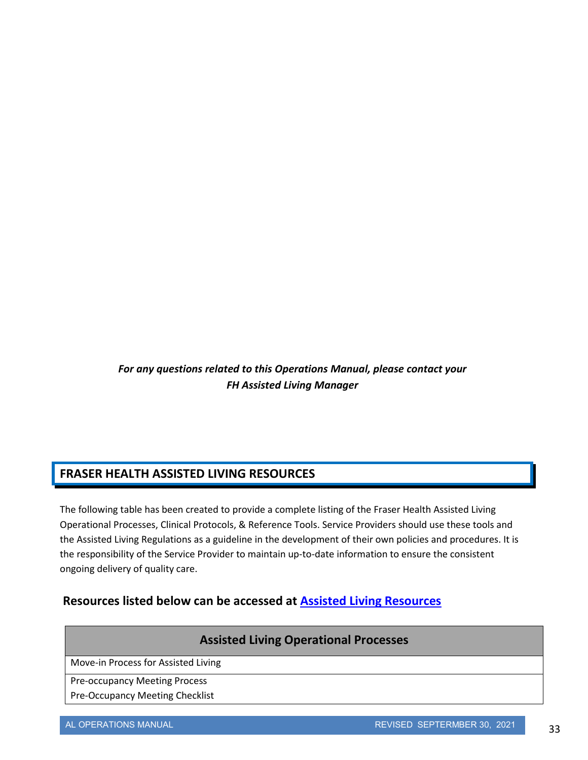***For any questions related to this Operations Manual, please contact your FH Assisted Living Manager***

## FRASER HEALTH ASSISTED LIVING RESOURCES

The following table has been created to provide a complete listing of the Fraser Health Assisted Living Operational Processes, Clinical Protocols, & Reference Tools. Service Providers should use these tools and the Assisted Living Regulations as a guideline in the development of their own policies and procedures. It is the responsibility of the Service Provider to maintain up-to-date information to ensure the consistent ongoing delivery of quality care.

### Resources listed below can be accessed at [Assisted Living Resources]()

| Assisted Living Operational Processes |
|---|
| Move-in Process for Assisted Living |
| Pre-occupancy Meeting Process<br>Pre-Occupancy Meeting Checklist |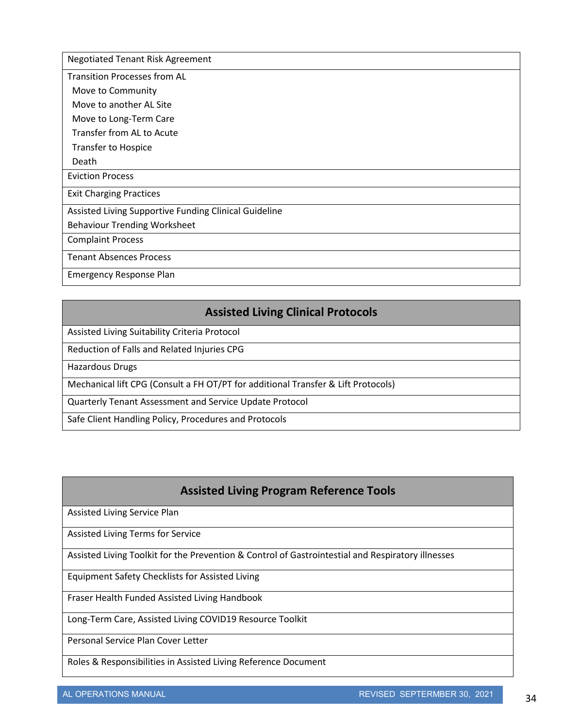| Negotiated Tenant Risk Agreement |
|---|
| Transition Processes from AL<br>Move to Community<br>Move to another AL Site<br>Move to Long-Term Care<br>Transfer from AL to Acute<br>Transfer to Hospice<br>Death |
| Eviction Process |
| Exit Charging Practices |
| Assisted Living Supportive Funding Clinical Guideline<br>Behaviour Trending Worksheet |
| Complaint Process |
| Tenant Absences Process |
| Emergency Response Plan |

| **Assisted Living Clinical Protocols** |
|---|
| Assisted Living Suitability Criteria Protocol |
| Reduction of Falls and Related Injuries CPG |
| Hazardous Drugs |
| Mechanical lift CPG (Consult a FH OT/PT for additional Transfer & Lift Protocols) |
| Quarterly Tenant Assessment and Service Update Protocol |
| Safe Client Handling Policy, Procedures and Protocols |

| **Assisted Living Program Reference Tools** |
|---|
| Assisted Living Service Plan |
| Assisted Living Terms for Service |
| Assisted Living Toolkit for the Prevention & Control of Gastrointestial and Respiratory illnesses |
| Equipment Safety Checklists for Assisted Living |
| Fraser Health Funded Assisted Living Handbook |
| Long-Term Care, Assisted Living COVID19 Resource Toolkit |
| Personal Service Plan Cover Letter |
| Roles & Responsibilities in Assisted Living Reference Document |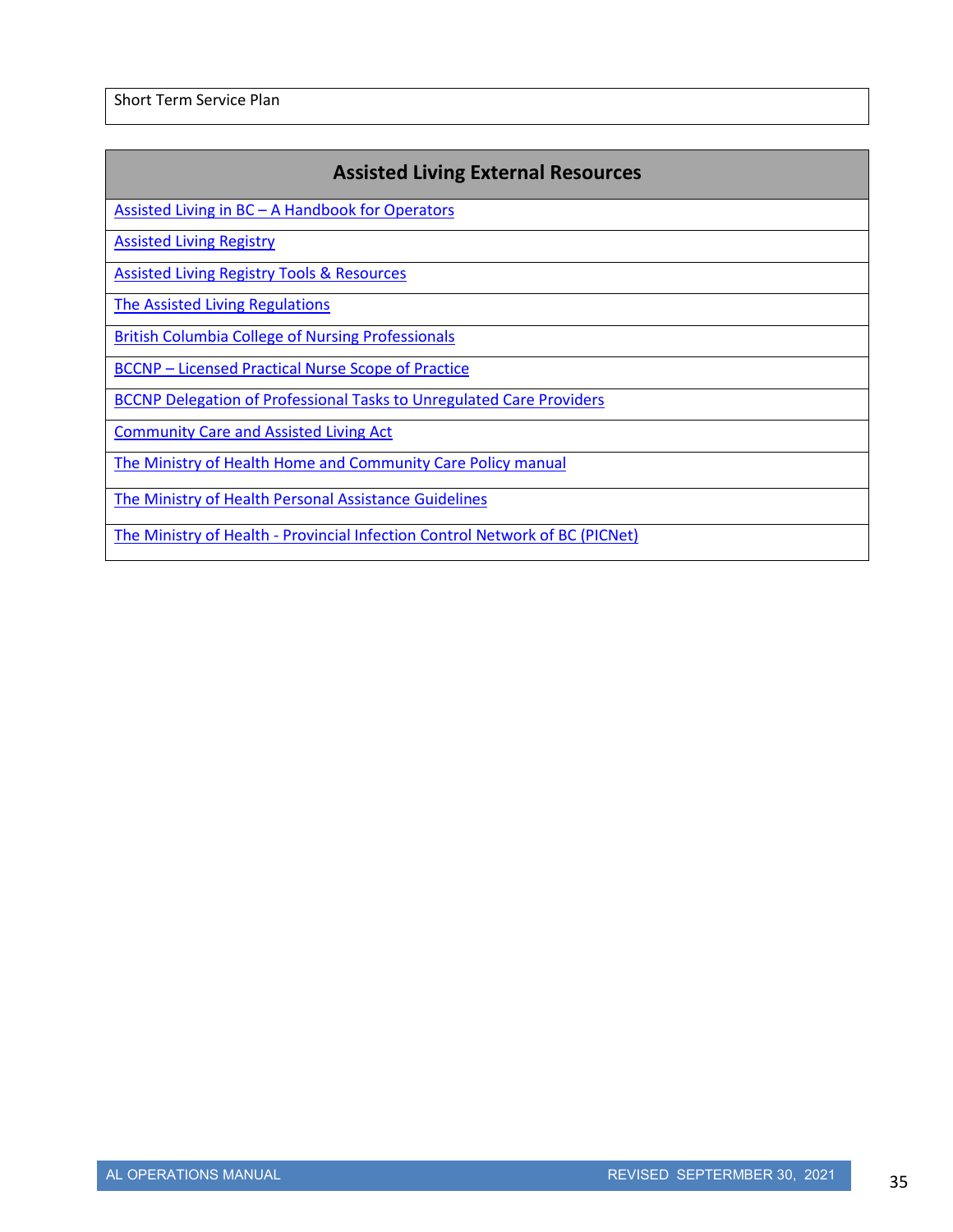| Short Term Service Plan |
|---|

| Assisted Living External Resources |
|---|
| Assisted Living in BC – A Handbook for Operators |
| Assisted Living Registry |
| Assisted Living Registry Tools & Resources |
| The Assisted Living Regulations |
| British Columbia College of Nursing Professionals |
| BCCNP – Licensed Practical Nurse Scope of Practice |
| BCCNP Delegation of Professional Tasks to Unregulated Care Providers |
| Community Care and Assisted Living Act |
| The Ministry of Health Home and Community Care Policy manual |
| The Ministry of Health Personal Assistance Guidelines |
| The Ministry of Health - Provincial Infection Control Network of BC (PICNet) |